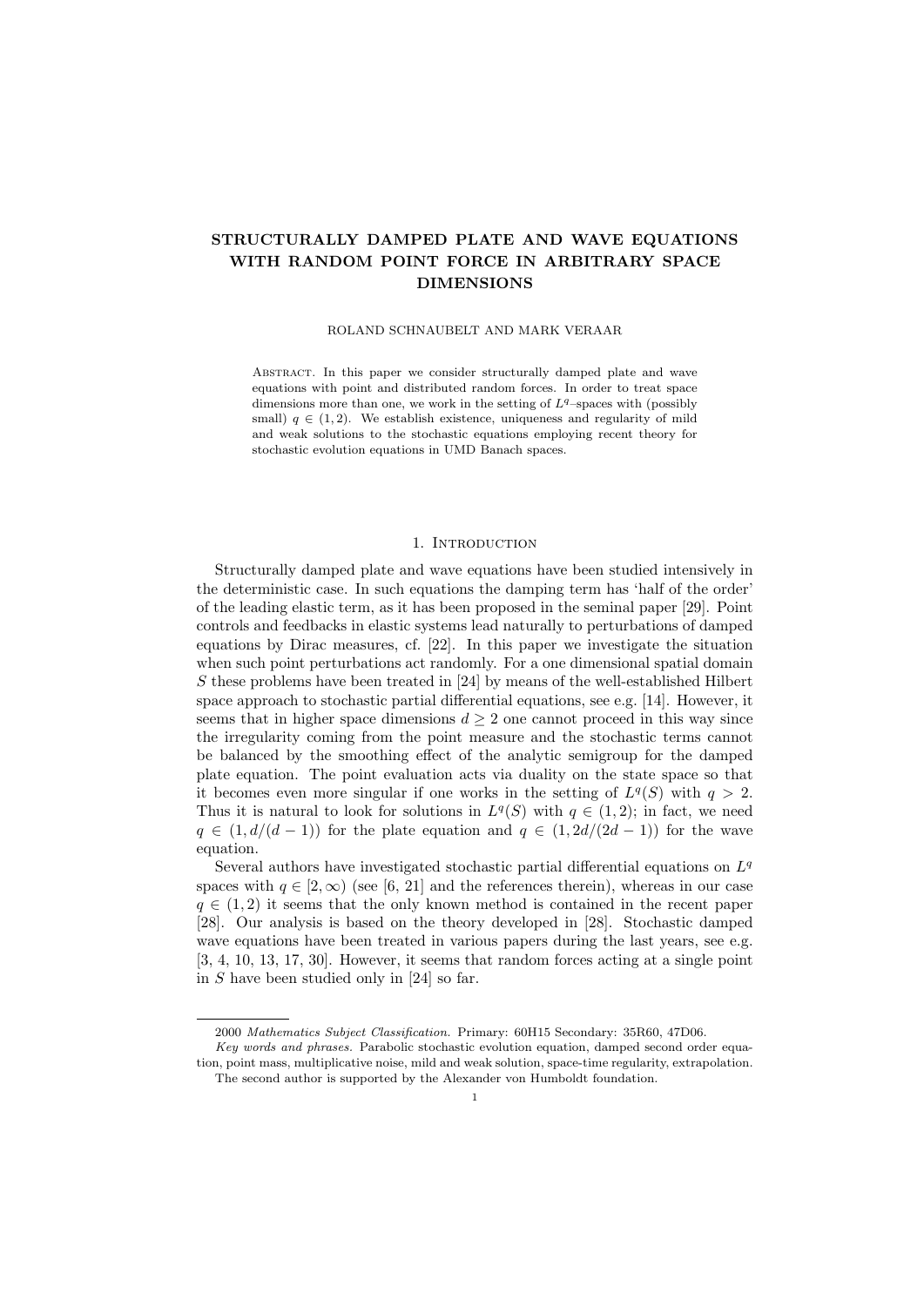# STRUCTURALLY DAMPED PLATE AND WAVE EQUATIONS WITH RANDOM POINT FORCE IN ARBITRARY SPACE DIMENSIONS

ROLAND SCHNAUBELT AND MARK VERAAR

Abstract. In this paper we consider structurally damped plate and wave equations with point and distributed random forces. In order to treat space dimensions more than one, we work in the setting of $L^q$–spaces with (possibly small) $q \in (1, 2)$. We establish existence, uniqueness and regularity of mild and weak solutions to the stochastic equations employing recent theory for stochastic evolution equations in UMD Banach spaces.

## 1. Introduction

Structurally damped plate and wave equations have been studied intensively in the deterministic case. In such equations the damping term has 'half of the order' of the leading elastic term, as it has been proposed in the seminal paper [29]. Point controls and feedbacks in elastic systems lead naturally to perturbations of damped equations by Dirac measures, cf. [22]. In this paper we investigate the situation when such point perturbations act randomly. For a one dimensional spatial domain $S$ these problems have been treated in [24] by means of the well-established Hilbert space approach to stochastic partial differential equations, see e.g. [14]. However, it seems that in higher space dimensions $d \geq 2$ one cannot proceed in this way since the irregularity coming from the point measure and the stochastic terms cannot be balanced by the smoothing effect of the analytic semigroup for the damped plate equation. The point evaluation acts via duality on the state space so that it becomes even more singular if one works in the setting of $L^q(S)$ with $q > 2$. Thus it is natural to look for solutions in $L^q(S)$ with $q \in (1, 2)$; in fact, we need $q \in (1, d/(d-1))$ for the plate equation and $q \in (1, 2d/(2d-1))$ for the wave equation.

Several authors have investigated stochastic partial differential equations on $L^q$ spaces with $q \in [2, \infty)$ (see [6, 21] and the references therein), whereas in our case $q \in (1, 2)$ it seems that the only known method is contained in the recent paper [28]. Our analysis is based on the theory developed in [28]. Stochastic damped wave equations have been treated in various papers during the last years, see e.g. [3, 4, 10, 13, 17, 30]. However, it seems that random forces acting at a single point in $S$ have been studied only in [24] so far.

2000 *Mathematics Subject Classification.* Primary: 60H15 Secondary: 35R60, 47D06.

*Key words and phrases.* Parabolic stochastic evolution equation, damped second order equation, point mass, multiplicative noise, mild and weak solution, space-time regularity, extrapolation.

The second author is supported by the Alexander von Humboldt foundation.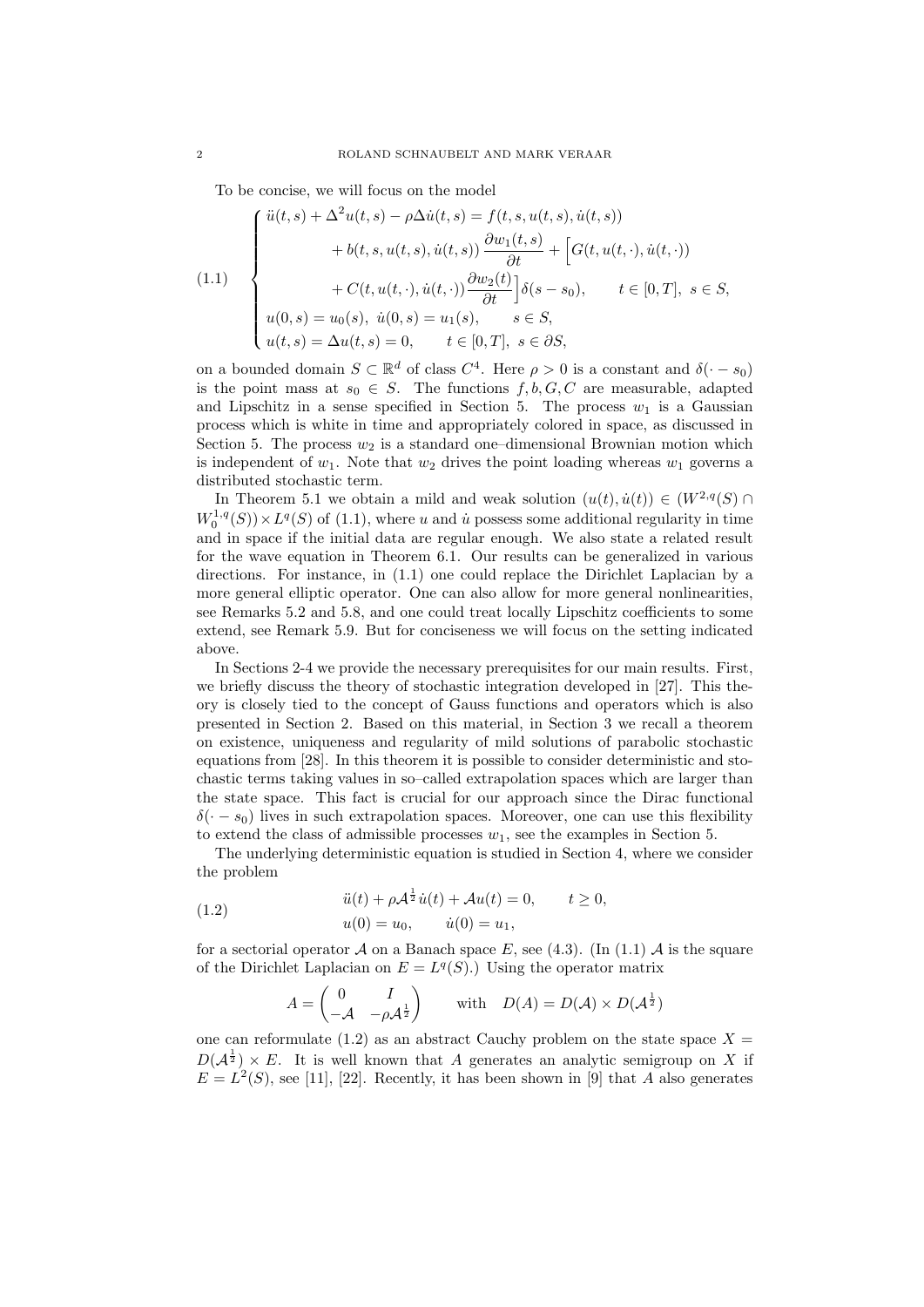To be concise, we will focus on the model

$$
(1.1) \quad \begin{cases} \ddot{u}(t,s) + \Delta^2 u(t,s) - \rho \Delta \dot{u}(t,s) = f(t,s,u(t,s),\dot{u}(t,s)) \\ \qquad\qquad + b(t,s,u(t,s),\dot{u}(t,s)) \dfrac{\partial w_1(t,s)}{\partial t} + \Big[ G(t,u(t,\cdot),\dot{u}(t,\cdot)) \\ \qquad\qquad + C(t,u(t,\cdot),\dot{u}(t,\cdot)) \dfrac{\partial w_2(t)}{\partial t} \Big] \delta(s-s_0), \qquad t \in [0,T], \ s \in S, \\ u(0,s) = u_0(s), \ \dot{u}(0,s) = u_1(s), \qquad s \in S, \\ u(t,s) = \Delta u(t,s) = 0, \qquad t \in [0,T], \ s \in \partial S, \end{cases}
$$

on a bounded domain $S \subset \mathbb{R}^d$ of class $C^4$. Here $\rho > 0$ is a constant and $\delta(\cdot - s_0)$ is the point mass at $s_0 \in S$. The functions $f, b, G, C$ are measurable, adapted and Lipschitz in a sense specified in Section 5. The process $w_1$ is a Gaussian process which is white in time and appropriately colored in space, as discussed in Section 5. The process $w_2$ is a standard one–dimensional Brownian motion which is independent of $w_1$. Note that $w_2$ drives the point loading whereas $w_1$ governs a distributed stochastic term.

In Theorem 5.1 we obtain a mild and weak solution $(u(t),\dot{u}(t)) \in (W^{2,q}(S) \cap W_0^{1,q}(S)) \times L^q(S)$ of (1.1), where $u$ and $\dot{u}$ possess some additional regularity in time and in space if the initial data are regular enough. We also state a related result for the wave equation in Theorem 6.1. Our results can be generalized in various directions. For instance, in (1.1) one could replace the Dirichlet Laplacian by a more general elliptic operator. One can also allow for more general nonlinearities, see Remarks 5.2 and 5.8, and one could treat locally Lipschitz coefficients to some extend, see Remark 5.9. But for conciseness we will focus on the setting indicated above.

In Sections 2-4 we provide the necessary prerequisites for our main results. First, we briefly discuss the theory of stochastic integration developed in [27]. This theory is closely tied to the concept of Gauss functions and operators which is also presented in Section 2. Based on this material, in Section 3 we recall a theorem on existence, uniqueness and regularity of mild solutions of parabolic stochastic equations from [28]. In this theorem it is possible to consider deterministic and stochastic terms taking values in so–called extrapolation spaces which are larger than the state space. This fact is crucial for our approach since the Dirac functional $\delta(\cdot - s_0)$ lives in such extrapolation spaces. Moreover, one can use this flexibility to extend the class of admissible processes $w_1$, see the examples in Section 5.

The underlying deterministic equation is studied in Section 4, where we consider the problem

$$
(1.2) \qquad \begin{aligned} &\ddot{u}(t) + \rho \mathcal{A}^{\frac{1}{2}} \dot{u}(t) + \mathcal{A} u(t) = 0, \qquad t \geq 0, \\ &u(0) = u_0, \qquad \dot{u}(0) = u_1, \end{aligned}
$$

for a sectorial operator $\mathcal{A}$ on a Banach space $E$, see (4.3). (In (1.1) $\mathcal{A}$ is the square of the Dirichlet Laplacian on $E = L^q(S)$.) Using the operator matrix

$$
A = \begin{pmatrix} 0 & I \\ -\mathcal{A} & -\rho \mathcal{A}^{\frac{1}{2}} \end{pmatrix} \qquad \text{with} \quad D(A) = D(\mathcal{A}) \times D(\mathcal{A}^{\frac{1}{2}})
$$

one can reformulate (1.2) as an abstract Cauchy problem on the state space $X = D(\mathcal{A}^{\frac{1}{2}}) \times E$. It is well known that $A$ generates an analytic semigroup on $X$ if $E = L^2(S)$, see [11], [22]. Recently, it has been shown in [9] that $A$ also generates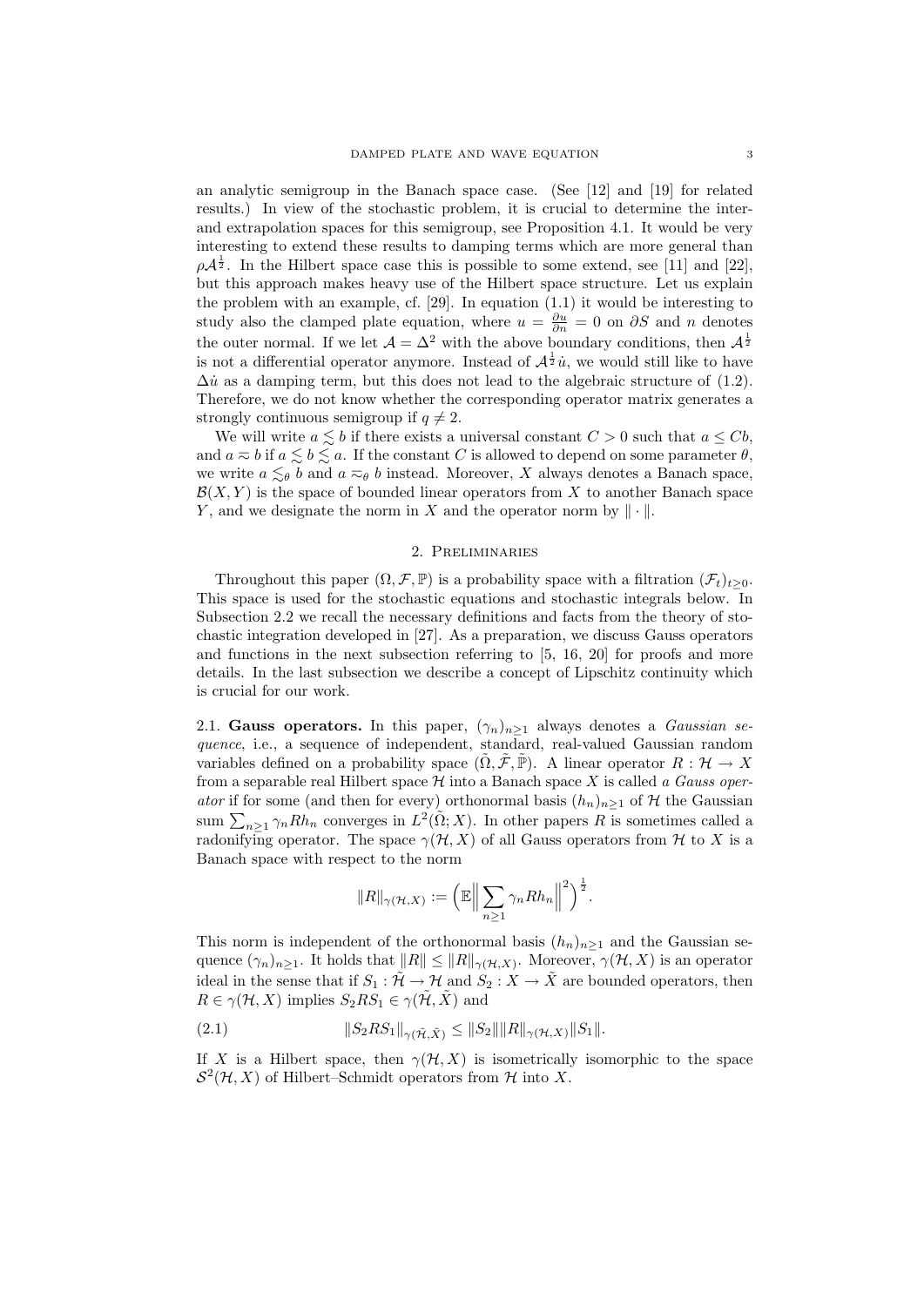an analytic semigroup in the Banach space case. (See [12] and [19] for related results.) In view of the stochastic problem, it is crucial to determine the inter- and extrapolation spaces for this semigroup, see Proposition 4.1. It would be very interesting to extend these results to damping terms which are more general than $\rho\mathcal{A}^{\frac{1}{2}}$. In the Hilbert space case this is possible to some extend, see [11] and [22], but this approach makes heavy use of the Hilbert space structure. Let us explain the problem with an example, cf. [29]. In equation (1.1) it would be interesting to study also the clamped plate equation, where $u = \frac{\partial u}{\partial n} = 0$ on $\partial S$ and $n$ denotes the outer normal. If we let $\mathcal{A} = \Delta^2$ with the above boundary conditions, then $\mathcal{A}^{\frac{1}{2}}$ is not a differential operator anymore. Instead of $\mathcal{A}^{\frac{1}{2}}\dot{u}$, we would still like to have $\Delta\dot{u}$ as a damping term, but this does not lead to the algebraic structure of (1.2). Therefore, we do not know whether the corresponding operator matrix generates a strongly continuous semigroup if $q \neq 2$.

We will write $a \lesssim b$ if there exists a universal constant $C > 0$ such that $a \leq Cb$, and $a \eqsim b$ if $a \lesssim b \lesssim a$. If the constant $C$ is allowed to depend on some parameter $\theta$, we write $a \lesssim_\theta b$ and $a \eqsim_\theta b$ instead. Moreover, $X$ always denotes a Banach space, $\mathcal{B}(X,Y)$ is the space of bounded linear operators from $X$ to another Banach space $Y$, and we designate the norm in $X$ and the operator norm by $\|\cdot\|$.

## 2. Preliminaries

Throughout this paper $(\Omega, \mathcal{F}, \mathbb{P})$ is a probability space with a filtration $(\mathcal{F}_t)_{t\geq 0}$. This space is used for the stochastic equations and stochastic integrals below. In Subsection 2.2 we recall the necessary definitions and facts from the theory of stochastic integration developed in [27]. As a preparation, we discuss Gauss operators and functions in the next subsection referring to [5, 16, 20] for proofs and more details. In the last subsection we describe a concept of Lipschitz continuity which is crucial for our work.

**2.1. Gauss operators.** In this paper, $(\gamma_n)_{n\geq 1}$ always denotes a *Gaussian sequence*, i.e., a sequence of independent, standard, real-valued Gaussian random variables defined on a probability space $(\tilde{\Omega}, \tilde{\mathcal{F}}, \tilde{\mathbb{P}})$. A linear operator $R : \mathcal{H} \to X$ from a separable real Hilbert space $\mathcal{H}$ into a Banach space $X$ is called *a Gauss operator* if for some (and then for every) orthonormal basis $(h_n)_{n\geq 1}$ of $\mathcal{H}$ the Gaussian sum $\sum_{n\geq 1} \gamma_n R h_n$ converges in $L^2(\tilde{\Omega}; X)$. In other papers $R$ is sometimes called a radonifying operator. The space $\gamma(\mathcal{H}, X)$ of all Gauss operators from $\mathcal{H}$ to $X$ is a Banach space with respect to the norm

$$\|R\|_{\gamma(\mathcal{H},X)} := \Big(\mathbb{E}\Big\|\sum_{n\geq 1} \gamma_n R h_n\Big\|^2\Big)^{\frac{1}{2}}.$$

This norm is independent of the orthonormal basis $(h_n)_{n\geq 1}$ and the Gaussian sequence $(\gamma_n)_{n\geq 1}$. It holds that $\|R\| \leq \|R\|_{\gamma(\mathcal{H},X)}$. Moreover, $\gamma(\mathcal{H}, X)$ is an operator ideal in the sense that if $S_1 : \tilde{\mathcal{H}} \to \mathcal{H}$ and $S_2 : X \to \tilde{X}$ are bounded operators, then $R \in \gamma(\mathcal{H}, X)$ implies $S_2 R S_1 \in \gamma(\tilde{\mathcal{H}}, \tilde{X})$ and

$$\|S_2 R S_1\|_{\gamma(\tilde{\mathcal{H}},\tilde{X})} \leq \|S_2\| \|R\|_{\gamma(\mathcal{H},X)} \|S_1\|. \tag{2.1}$$

If $X$ is a Hilbert space, then $\gamma(\mathcal{H}, X)$ is isometrically isomorphic to the space $\mathcal{S}^2(\mathcal{H}, X)$ of Hilbert–Schmidt operators from $\mathcal{H}$ into $X$.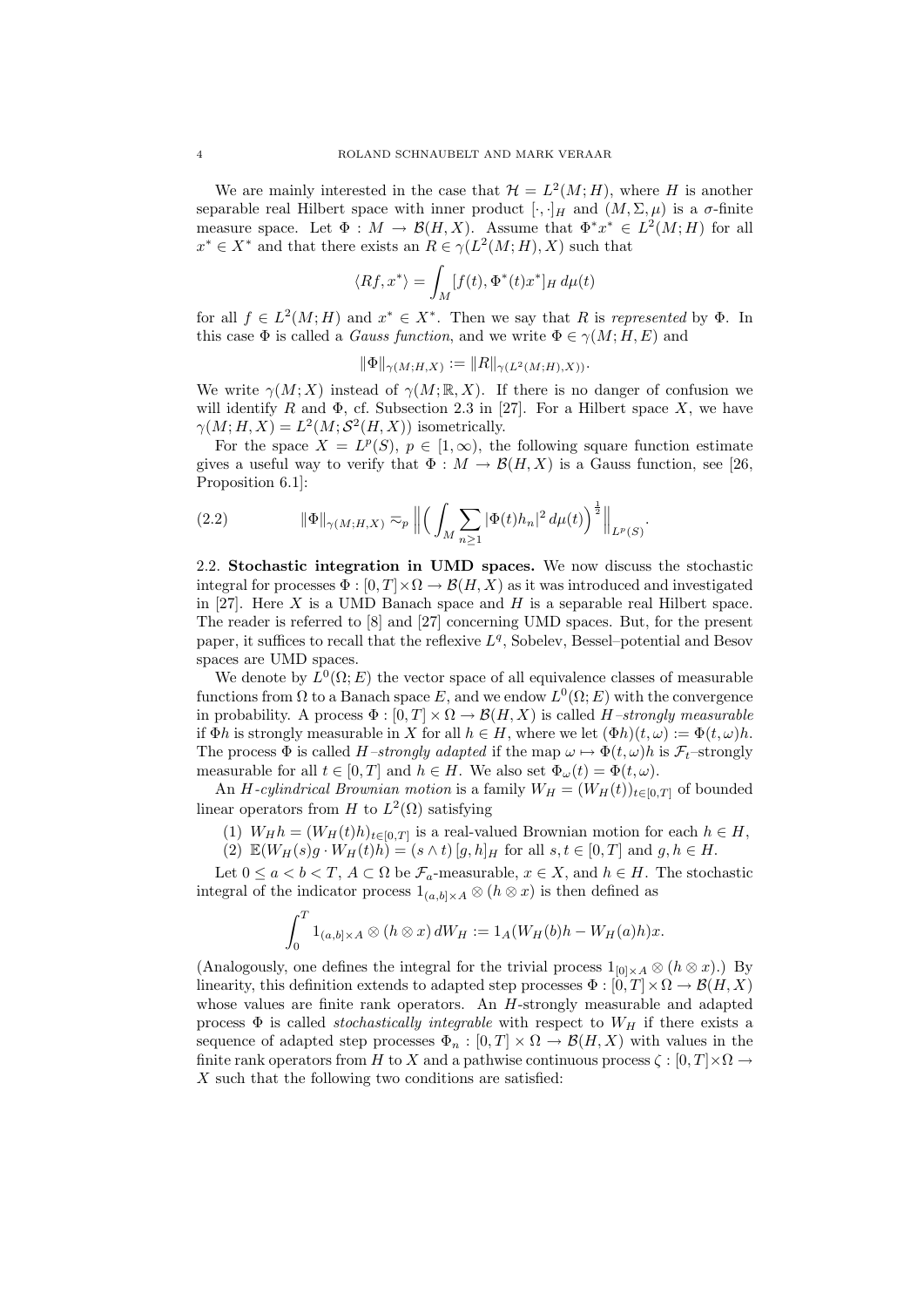We are mainly interested in the case that $\mathcal{H} = L^2(M; H)$, where $H$ is another separable real Hilbert space with inner product $[\cdot,\cdot]_H$ and $(M, \Sigma, \mu)$ is a $\sigma$-finite measure space. Let $\Phi : M \to \mathcal{B}(H, X)$. Assume that $\Phi^* x^* \in L^2(M; H)$ for all $x^* \in X^*$ and that there exists an $R \in \gamma(L^2(M; H), X)$ such that

$$\langle Rf, x^* \rangle = \int_M [f(t), \Phi^*(t)x^*]_H \, d\mu(t)$$

for all $f \in L^2(M; H)$ and $x^* \in X^*$. Then we say that $R$ is *represented* by $\Phi$. In this case $\Phi$ is called a *Gauss function*, and we write $\Phi \in \gamma(M; H, E)$ and

$$\|\Phi\|_{\gamma(M;H,X)} := \|R\|_{\gamma(L^2(M;H),X))}.$$

We write $\gamma(M; X)$ instead of $\gamma(M; \mathbb{R}, X)$. If there is no danger of confusion we will identify $R$ and $\Phi$, cf. Subsection 2.3 in [27]. For a Hilbert space $X$, we have $\gamma(M; H, X) = L^2(M; \mathcal{S}^2(H, X))$ isometrically.

For the space $X = L^p(S)$, $p \in [1, \infty)$, the following square function estimate gives a useful way to verify that $\Phi : M \to \mathcal{B}(H, X)$ is a Gauss function, see [26, Proposition 6.1]:

$$\|\Phi\|_{\gamma(M;H,X)} \eqsim_p \Big\| \Big( \int_M \sum_{n \geq 1} |\Phi(t)h_n|^2 \, d\mu(t) \Big)^{\frac{1}{2}} \Big\|_{L^p(S)}. \tag{2.2}$$

## 2.2. Stochastic integration in UMD spaces.

We now discuss the stochastic integral for processes $\Phi : [0, T] \times \Omega \to \mathcal{B}(H, X)$ as it was introduced and investigated in [27]. Here $X$ is a UMD Banach space and $H$ is a separable real Hilbert space. The reader is referred to [8] and [27] concerning UMD spaces. But, for the present paper, it suffices to recall that the reflexive $L^q$, Sobolev, Bessel–potential and Besov spaces are UMD spaces.

We denote by $L^0(\Omega; E)$ the vector space of all equivalence classes of measurable functions from $\Omega$ to a Banach space $E$, and we endow $L^0(\Omega; E)$ with the convergence in probability. A process $\Phi : [0, T] \times \Omega \to \mathcal{B}(H, X)$ is called $H$*–strongly measurable* if $\Phi h$ is strongly measurable in $X$ for all $h \in H$, where we let $(\Phi h)(t, \omega) := \Phi(t, \omega)h$. The process $\Phi$ is called $H$*–strongly adapted* if the map $\omega \mapsto \Phi(t, \omega)h$ is $\mathcal{F}_t$–strongly measurable for all $t \in [0, T]$ and $h \in H$. We also set $\Phi_\omega(t) = \Phi(t, \omega)$.

An $H$*-cylindrical Brownian motion* is a family $W_H = (W_H(t))_{t \in [0,T]}$ of bounded linear operators from $H$ to $L^2(\Omega)$ satisfying

(1) $W_H h = (W_H(t)h)_{t \in [0,T]}$ is a real-valued Brownian motion for each $h \in H$,
(2) $\mathbb{E}(W_H(s)g \cdot W_H(t)h) = (s \wedge t)\, [g, h]_H$ for all $s, t \in [0, T]$ and $g, h \in H$.

Let $0 \leq a < b < T$, $A \subset \Omega$ be $\mathcal{F}_a$-measurable, $x \in X$, and $h \in H$. The stochastic integral of the indicator process $1_{(a,b] \times A} \otimes (h \otimes x)$ is then defined as

$$\int_0^T 1_{(a,b] \times A} \otimes (h \otimes x) \, dW_H := 1_A (W_H(b)h - W_H(a)h)x.$$

(Analogously, one defines the integral for the trivial process $1_{[0] \times A} \otimes (h \otimes x)$.) By linearity, this definition extends to adapted step processes $\Phi : [0, T] \times \Omega \to \mathcal{B}(H, X)$ whose values are finite rank operators. An $H$-strongly measurable and adapted process $\Phi$ is called *stochastically integrable* with respect to $W_H$ if there exists a sequence of adapted step processes $\Phi_n : [0, T] \times \Omega \to \mathcal{B}(H, X)$ with values in the finite rank operators from $H$ to $X$ and a pathwise continuous process $\zeta : [0, T] \times \Omega \to X$ such that the following two conditions are satisfied: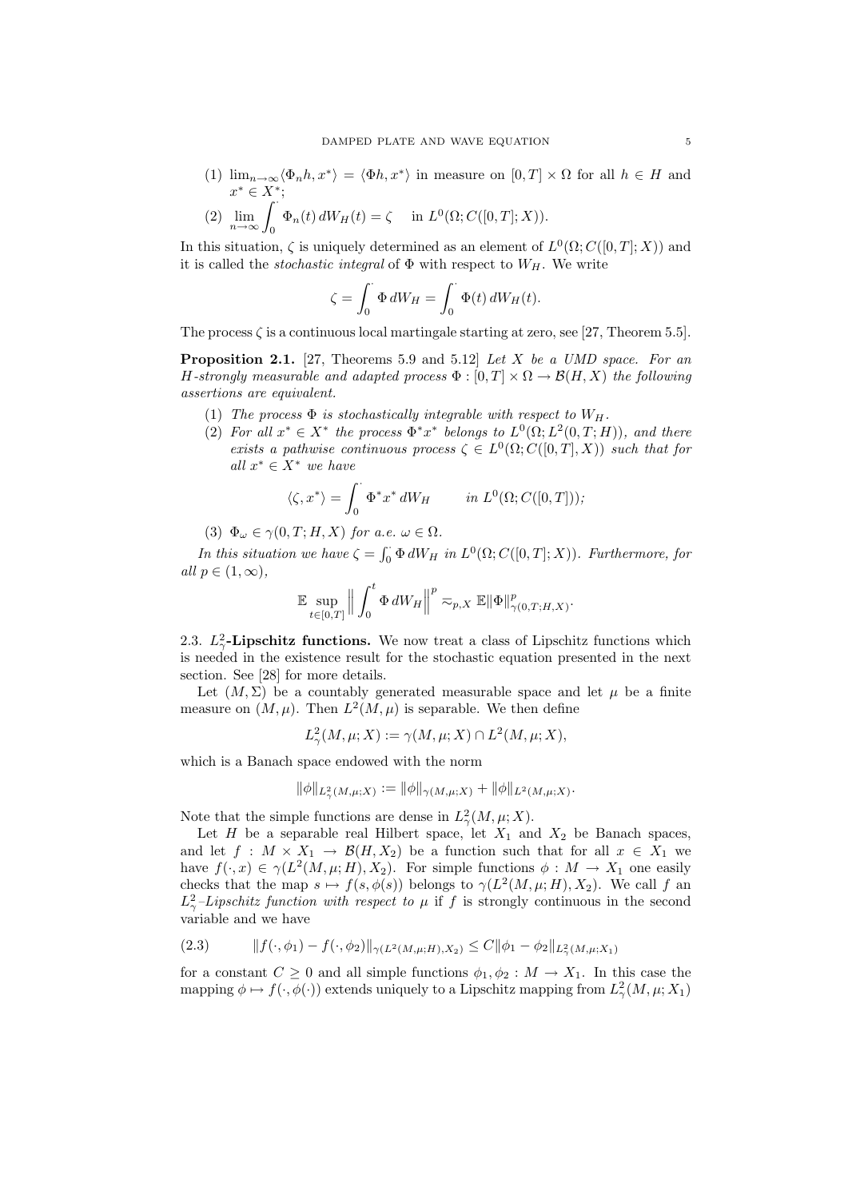(1) $\lim_{n\to\infty}\langle \Phi_n h, x^*\rangle = \langle \Phi h, x^*\rangle$ in measure on $[0,T]\times\Omega$ for all $h\in H$ and $x^*\in X^*$;

(2) $\displaystyle\lim_{n\to\infty}\int_0^{\cdot} \Phi_n(t)\, dW_H(t) = \zeta \quad \text{in } L^0(\Omega; C([0,T];X)).$

In this situation, $\zeta$ is uniquely determined as an element of $L^0(\Omega; C([0,T];X))$ and it is called the *stochastic integral* of $\Phi$ with respect to $W_H$. We write

$$\zeta = \int_0^{\cdot} \Phi\, dW_H = \int_0^{\cdot} \Phi(t)\, dW_H(t).$$

The process $\zeta$ is a continuous local martingale starting at zero, see [27, Theorem 5.5].

**Proposition 2.1.** [27, Theorems 5.9 and 5.12] *Let $X$ be a UMD space. For an $H$-strongly measurable and adapted process $\Phi : [0,T]\times\Omega \to \mathcal{B}(H,X)$ the following assertions are equivalent.*

1. *The process $\Phi$ is stochastically integrable with respect to $W_H$.*
2. *For all $x^*\in X^*$ the process $\Phi^* x^*$ belongs to $L^0(\Omega; L^2(0,T;H))$, and there exists a pathwise continuous process $\zeta\in L^0(\Omega; C([0,T],X))$ such that for all $x^*\in X^*$ we have*
$$\langle \zeta, x^*\rangle = \int_0^{\cdot} \Phi^* x^*\, dW_H \qquad \text{in } L^0(\Omega; C([0,T]));$$
3. *$\Phi_\omega \in \gamma(0,T;H,X)$ for a.e. $\omega\in\Omega$.*

*In this situation we have $\zeta = \int_0^{\cdot} \Phi\, dW_H$ in $L^0(\Omega; C([0,T];X))$. Furthermore, for all $p\in(1,\infty)$,*

$$\mathbb{E}\sup_{t\in[0,T]}\Big\| \int_0^t \Phi\, dW_H\Big\|^p \eqsim_{p,X} \mathbb{E}\|\Phi\|^p_{\gamma(0,T;H,X)}.$$

2.3. **$L^2_\gamma$-Lipschitz functions.** We now treat a class of Lipschitz functions which is needed in the existence result for the stochastic equation presented in the next section. See [28] for more details.

Let $(M,\Sigma)$ be a countably generated measurable space and let $\mu$ be a finite measure on $(M,\mu)$. Then $L^2(M,\mu)$ is separable. We then define

$$L^2_\gamma(M,\mu;X) := \gamma(M,\mu;X)\cap L^2(M,\mu;X),$$

which is a Banach space endowed with the norm

$$\|\phi\|_{L^2_\gamma(M,\mu;X)} := \|\phi\|_{\gamma(M,\mu;X)} + \|\phi\|_{L^2(M,\mu;X)}.$$

Note that the simple functions are dense in $L^2_\gamma(M,\mu;X)$.

Let $H$ be a separable real Hilbert space, let $X_1$ and $X_2$ be Banach spaces, and let $f : M\times X_1 \to \mathcal{B}(H,X_2)$ be a function such that for all $x\in X_1$ we have $f(\cdot,x)\in\gamma(L^2(M,\mu;H),X_2)$. For simple functions $\phi : M\to X_1$ one easily checks that the map $s\mapsto f(s,\phi(s))$ belongs to $\gamma(L^2(M,\mu;H),X_2)$. We call $f$ an *$L^2_\gamma$–Lipschitz function with respect to* $\mu$ if $f$ is strongly continuous in the second variable and we have

$$\|f(\cdot,\phi_1) - f(\cdot,\phi_2)\|_{\gamma(L^2(M,\mu;H),X_2)} \le C\|\phi_1-\phi_2\|_{L^2_\gamma(M,\mu;X_1)} \tag{2.3}$$

for a constant $C\ge 0$ and all simple functions $\phi_1,\phi_2 : M\to X_1$. In this case the mapping $\phi\mapsto f(\cdot,\phi(\cdot))$ extends uniquely to a Lipschitz mapping from $L^2_\gamma(M,\mu;X_1)$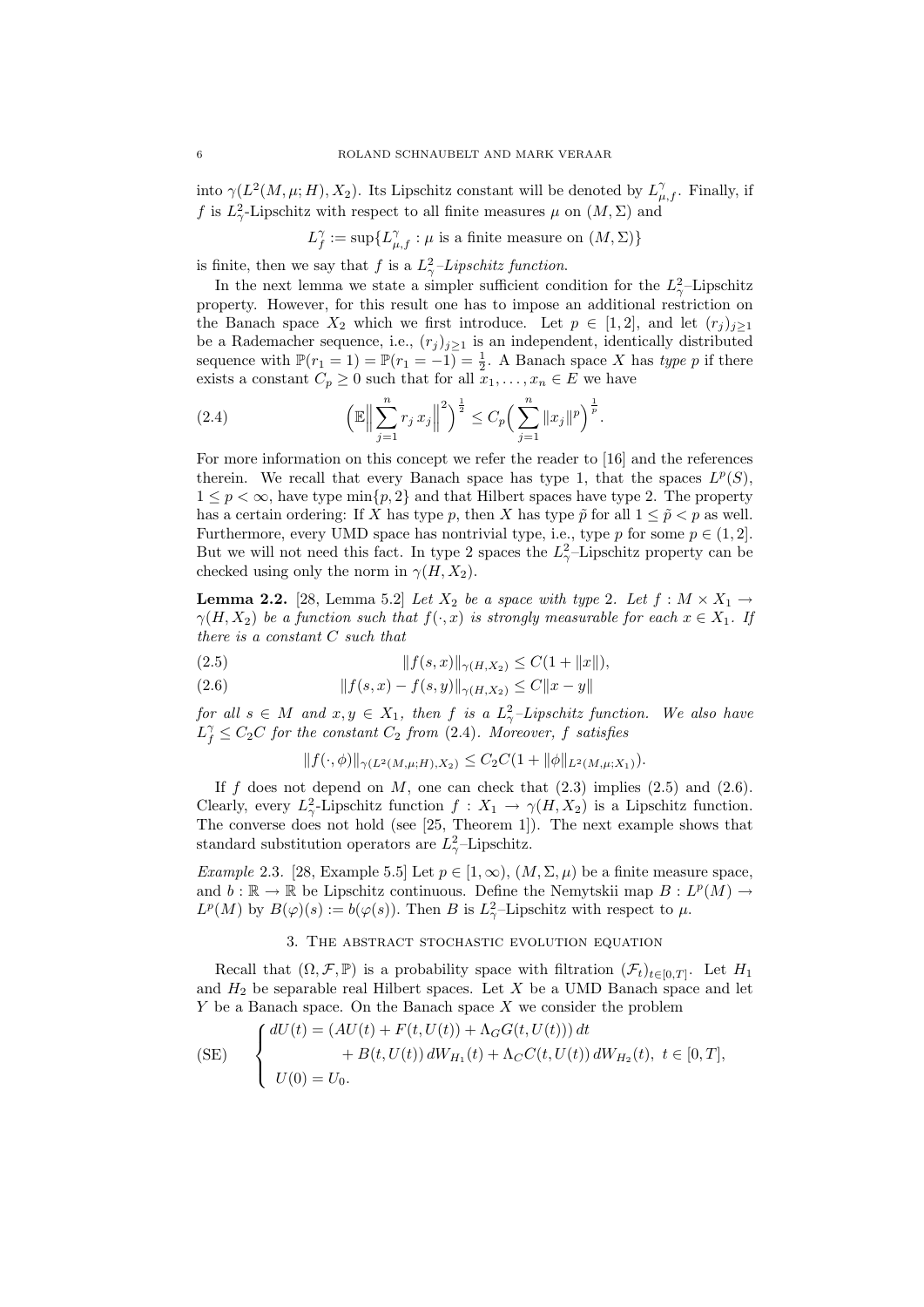into $\gamma(L^2(M,\mu;H),X_2)$. Its Lipschitz constant will be denoted by $L^\gamma_{\mu,f}$. Finally, if $f$ is $L^2_\gamma$-Lipschitz with respect to all finite measures $\mu$ on $(M,\Sigma)$ and

$$L^\gamma_f := \sup\{L^\gamma_{\mu,f} : \mu \text{ is a finite measure on } (M,\Sigma)\}$$

is finite, then we say that $f$ is a *$L^2_\gamma$–Lipschitz function*.

In the next lemma we state a simpler sufficient condition for the $L^2_\gamma$–Lipschitz property. However, for this result one has to impose an additional restriction on the Banach space $X_2$ which we first introduce. Let $p \in [1,2]$, and let $(r_j)_{j\geq 1}$ be a Rademacher sequence, i.e., $(r_j)_{j\geq 1}$ is an independent, identically distributed sequence with $\mathbb{P}(r_1 = 1) = \mathbb{P}(r_1 = -1) = \frac{1}{2}$. A Banach space $X$ has *type $p$* if there exists a constant $C_p \geq 0$ such that for all $x_1,\dots,x_n \in E$ we have

$$\Big(\mathbb{E}\Big\|\sum_{j=1}^n r_j\, x_j\Big\|^2\Big)^{\frac{1}{2}} \leq C_p\Big(\sum_{j=1}^n \|x_j\|^p\Big)^{\frac{1}{p}}. \tag{2.4}$$

For more information on this concept we refer the reader to [16] and the references therein. We recall that every Banach space has type 1, that the spaces $L^p(S)$, $1 \leq p < \infty$, have type $\min\{p,2\}$ and that Hilbert spaces have type 2. The property has a certain ordering: If $X$ has type $p$, then $X$ has type $\tilde p$ for all $1 \leq \tilde p < p$ as well. Furthermore, every UMD space has nontrivial type, i.e., type $p$ for some $p \in (1,2]$. But we will not need this fact. In type 2 spaces the $L^2_\gamma$–Lipschitz property can be checked using only the norm in $\gamma(H,X_2)$.

**Lemma 2.2.** [28, Lemma 5.2] *Let $X_2$ be a space with type 2. Let $f : M \times X_1 \to \gamma(H,X_2)$ be a function such that $f(\cdot,x)$ is strongly measurable for each $x \in X_1$. If there is a constant $C$ such that*

$$\|f(s,x)\|_{\gamma(H,X_2)} \leq C(1+\|x\|), \tag{2.5}$$

$$\|f(s,x) - f(s,y)\|_{\gamma(H,X_2)} \leq C\|x-y\| \tag{2.6}$$

*for all $s \in M$ and $x,y \in X_1$, then $f$ is a $L^2_\gamma$–Lipschitz function. We also have $L^\gamma_f \leq C_2 C$ for the constant $C_2$ from (2.4). Moreover, $f$ satisfies*

$$\|f(\cdot,\phi)\|_{\gamma(L^2(M,\mu;H),X_2)} \leq C_2 C(1+\|\phi\|_{L^2(M,\mu;X_1)}).$$

If $f$ does not depend on $M$, one can check that (2.3) implies (2.5) and (2.6). Clearly, every $L^2_\gamma$-Lipschitz function $f : X_1 \to \gamma(H,X_2)$ is a Lipschitz function. The converse does not hold (see [25, Theorem 1]). The next example shows that standard substitution operators are $L^2_\gamma$–Lipschitz.

*Example* 2.3. [28, Example 5.5] Let $p \in [1,\infty)$, $(M,\Sigma,\mu)$ be a finite measure space, and $b : \mathbb{R} \to \mathbb{R}$ be Lipschitz continuous. Define the Nemytskii map $B : L^p(M) \to L^p(M)$ by $B(\varphi)(s) := b(\varphi(s))$. Then $B$ is $L^2_\gamma$–Lipschitz with respect to $\mu$.

## 3. The abstract stochastic evolution equation

Recall that $(\Omega,\mathcal{F},\mathbb{P})$ is a probability space with filtration $(\mathcal{F}_t)_{t\in[0,T]}$. Let $H_1$ and $H_2$ be separable real Hilbert spaces. Let $X$ be a UMD Banach space and let $Y$ be a Banach space. On the Banach space $X$ we consider the problem

$$\text{(SE)} \qquad \begin{cases} dU(t) = (AU(t) + F(t,U(t)) + \Lambda_G G(t,U(t)))\,dt \\ \qquad\qquad + B(t,U(t))\,dW_{H_1}(t) + \Lambda_C C(t,U(t))\,dW_{H_2}(t), \ t\in[0,T], \\ U(0) = U_0. \end{cases}$$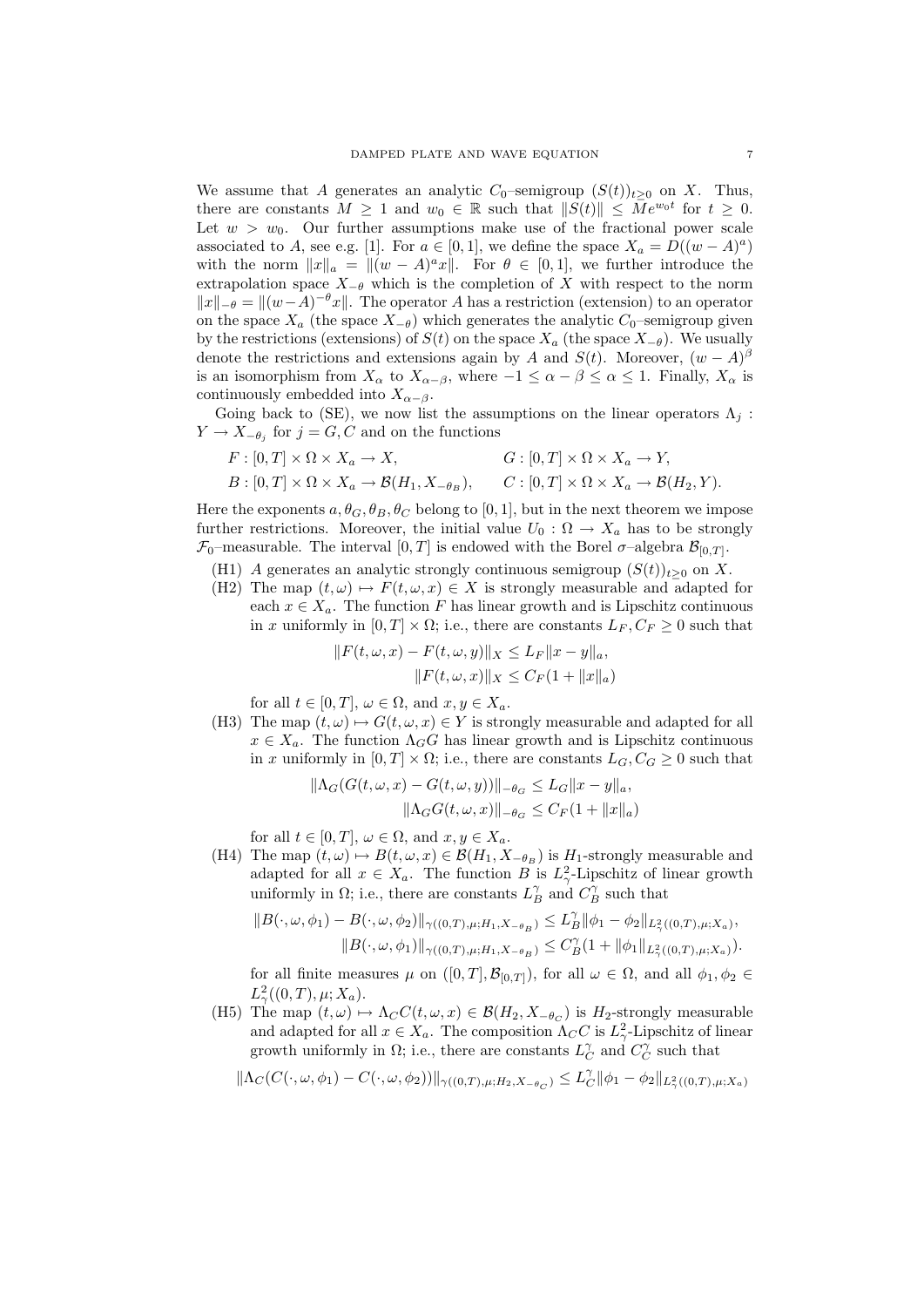We assume that $A$ generates an analytic $C_0$–semigroup $(S(t))_{t\geq 0}$ on $X$. Thus, there are constants $M \geq 1$ and $w_0 \in \mathbb{R}$ such that $\|S(t)\| \leq Me^{w_0 t}$ for $t \geq 0$. Let $w > w_0$. Our further assumptions make use of the fractional power scale associated to $A$, see e.g. [1]. For $a \in [0,1]$, we define the space $X_a = D((w-A)^a)$ with the norm $\|x\|_a = \|(w-A)^a x\|$. For $\theta \in [0,1]$, we further introduce the extrapolation space $X_{-\theta}$ which is the completion of $X$ with respect to the norm $\|x\|_{-\theta} = \|(w-A)^{-\theta}x\|$. The operator $A$ has a restriction (extension) to an operator on the space $X_a$ (the space $X_{-\theta}$) which generates the analytic $C_0$–semigroup given by the restrictions (extensions) of $S(t)$ on the space $X_a$ (the space $X_{-\theta}$). We usually denote the restrictions and extensions again by $A$ and $S(t)$. Moreover, $(w-A)^{\beta}$ is an isomorphism from $X_\alpha$ to $X_{\alpha-\beta}$, where $-1 \leq \alpha - \beta \leq \alpha \leq 1$. Finally, $X_\alpha$ is continuously embedded into $X_{\alpha-\beta}$.

Going back to (SE), we now list the assumptions on the linear operators $\Lambda_j : Y \to X_{-\theta_j}$ for $j = G, C$ and on the functions

$$F : [0,T] \times \Omega \times X_a \to X, \qquad G : [0,T] \times \Omega \times X_a \to Y,$$
$$B : [0,T] \times \Omega \times X_a \to \mathcal{B}(H_1, X_{-\theta_B}), \qquad C : [0,T] \times \Omega \times X_a \to \mathcal{B}(H_2, Y).$$

Here the exponents $a, \theta_G, \theta_B, \theta_C$ belong to $[0,1]$, but in the next theorem we impose further restrictions. Moreover, the initial value $U_0 : \Omega \to X_a$ has to be strongly $\mathcal{F}_0$–measurable. The interval $[0,T]$ is endowed with the Borel $\sigma$–algebra $\mathcal{B}_{[0,T]}$.

- (H1) $A$ generates an analytic strongly continuous semigroup $(S(t))_{t\geq 0}$ on $X$.
- (H2) The map $(t,\omega) \mapsto F(t,\omega,x) \in X$ is strongly measurable and adapted for each $x \in X_a$. The function $F$ has linear growth and is Lipschitz continuous in $x$ uniformly in $[0,T] \times \Omega$; i.e., there are constants $L_F, C_F \geq 0$ such that

$$\|F(t,\omega,x) - F(t,\omega,y)\|_X \leq L_F \|x-y\|_a,$$
$$\|F(t,\omega,x)\|_X \leq C_F(1 + \|x\|_a)$$

  for all $t \in [0,T]$, $\omega \in \Omega$, and $x, y \in X_a$.
- (H3) The map $(t,\omega) \mapsto G(t,\omega,x) \in Y$ is strongly measurable and adapted for all $x \in X_a$. The function $\Lambda_G G$ has linear growth and is Lipschitz continuous in $x$ uniformly in $[0,T] \times \Omega$; i.e., there are constants $L_G, C_G \geq 0$ such that

$$\|\Lambda_G(G(t,\omega,x) - G(t,\omega,y))\|_{-\theta_G} \leq L_G \|x-y\|_a,$$
$$\|\Lambda_G G(t,\omega,x)\|_{-\theta_G} \leq C_F(1 + \|x\|_a)$$

  for all $t \in [0,T]$, $\omega \in \Omega$, and $x, y \in X_a$.
- (H4) The map $(t,\omega) \mapsto B(t,\omega,x) \in \mathcal{B}(H_1, X_{-\theta_B})$ is $H_1$-strongly measurable and adapted for all $x \in X_a$. The function $B$ is $L^2_\gamma$-Lipschitz of linear growth uniformly in $\Omega$; i.e., there are constants $L^\gamma_B$ and $C^\gamma_B$ such that

$$\|B(\cdot,\omega,\phi_1) - B(\cdot,\omega,\phi_2)\|_{\gamma((0,T),\mu;H_1,X_{-\theta_B})} \leq L^\gamma_B \|\phi_1 - \phi_2\|_{L^2_\gamma((0,T),\mu;X_a)},$$
$$\|B(\cdot,\omega,\phi_1)\|_{\gamma((0,T),\mu;H_1,X_{-\theta_B})} \leq C^\gamma_B(1 + \|\phi_1\|_{L^2_\gamma((0,T),\mu;X_a)}).$$

  for all finite measures $\mu$ on $([0,T], \mathcal{B}_{[0,T]})$, for all $\omega \in \Omega$, and all $\phi_1, \phi_2 \in L^2_\gamma((0,T),\mu;X_a)$.
- (H5) The map $(t,\omega) \mapsto \Lambda_C C(t,\omega,x) \in \mathcal{B}(H_2, X_{-\theta_C})$ is $H_2$-strongly measurable and adapted for all $x \in X_a$. The composition $\Lambda_C C$ is $L^2_\gamma$-Lipschitz of linear growth uniformly in $\Omega$; i.e., there are constants $L^\gamma_C$ and $C^\gamma_C$ such that

$$\|\Lambda_C(C(\cdot,\omega,\phi_1) - C(\cdot,\omega,\phi_2))\|_{\gamma((0,T),\mu;H_2,X_{-\theta_C})} \leq L^\gamma_C \|\phi_1 - \phi_2\|_{L^2_\gamma((0,T),\mu;X_a)}$$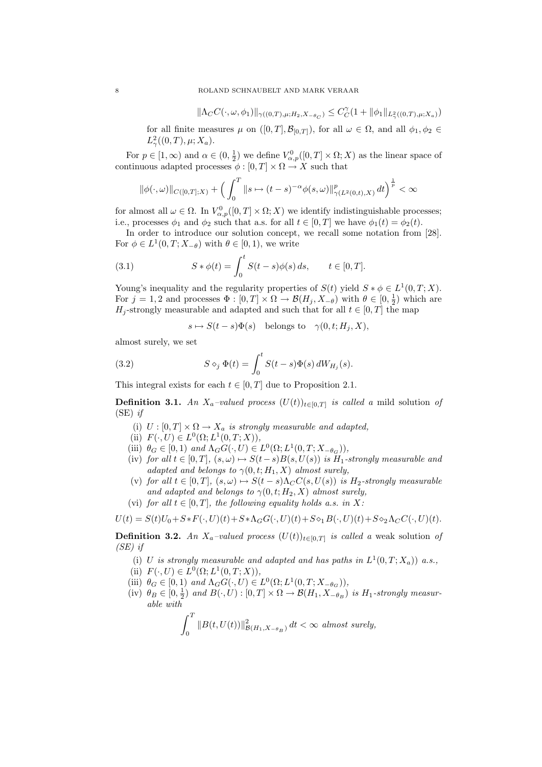$$\|\Lambda_C C(\cdot,\omega,\phi_1)\|_{\gamma((0,T),\mu;H_2,X_{-\theta_C})} \le C_C^{\gamma}(1+\|\phi_1\|_{L^2_\gamma((0,T),\mu;X_a)})$$

for all finite measures $\mu$ on $([0,T],\mathcal{B}_{[0,T]})$, for all $\omega \in \Omega$, and all $\phi_1,\phi_2 \in L^2_\gamma((0,T),\mu;X_a)$.

For $p \in [1,\infty)$ and $\alpha \in (0,\frac{1}{2})$ we define $V^0_{\alpha,p}([0,T]\times\Omega;X)$ as the linear space of continuous adapted processes $\phi : [0,T]\times\Omega \to X$ such that

$$\|\phi(\cdot,\omega)\|_{C([0,T];X)} + \Big(\int_0^T \|s\mapsto (t-s)^{-\alpha}\phi(s,\omega)\|^p_{\gamma(L^2(0,t),X)}\,dt\Big)^{\frac{1}{p}} < \infty$$

for almost all $\omega\in\Omega$. In $V^0_{\alpha,p}([0,T]\times\Omega;X)$ we identify indistinguishable processes; i.e., processes $\phi_1$ and $\phi_2$ such that a.s. for all $t\in[0,T]$ we have $\phi_1(t)=\phi_2(t)$.

In order to introduce our solution concept, we recall some notation from [28]. For $\phi\in L^1(0,T;X_{-\theta})$ with $\theta\in[0,1)$, we write

$$S*\phi(t) = \int_0^t S(t-s)\phi(s)\,ds, \qquad t\in[0,T]. \tag{3.1}$$

Young's inequality and the regularity properties of $S(t)$ yield $S*\phi\in L^1(0,T;X)$. For $j=1,2$ and processes $\Phi:[0,T]\times\Omega\to\mathcal{B}(H_j,X_{-\theta})$ with $\theta\in[0,\frac{1}{2})$ which are $H_j$-strongly measurable and adapted and such that for all $t\in[0,T]$ the map

$$s\mapsto S(t-s)\Phi(s) \quad \text{belongs to} \quad \gamma(0,t;H_j,X),$$

almost surely, we set

$$S\diamond_j\Phi(t) = \int_0^t S(t-s)\Phi(s)\,dW_{H_j}(s). \tag{3.2}$$

This integral exists for each $t\in[0,T]$ due to Proposition 2.1.

**Definition 3.1.** *An $X_a$–valued process $(U(t))_{t\in[0,T]}$ is called a* mild solution *of* (SE) *if*

(i) *$U:[0,T]\times\Omega\to X_a$ is strongly measurable and adapted,*
(ii) *$F(\cdot,U)\in L^0(\Omega;L^1(0,T;X))$,*
(iii) *$\theta_G\in[0,1)$ and $\Lambda_G G(\cdot,U)\in L^0(\Omega;L^1(0,T;X_{-\theta_G}))$,*
(iv) *for all $t\in[0,T]$, $(s,\omega)\mapsto S(t-s)B(s,U(s))$ is $H_1$-strongly measurable and adapted and belongs to $\gamma(0,t;H_1,X)$ almost surely,*
(v) *for all $t\in[0,T]$, $(s,\omega)\mapsto S(t-s)\Lambda_C C(s,U(s))$ is $H_2$-strongly measurable and adapted and belongs to $\gamma(0,t;H_2,X)$ almost surely,*
(vi) *for all $t\in[0,T]$, the following equality holds a.s. in $X$:*

$$U(t)=S(t)U_0+S*F(\cdot,U)(t)+S*\Lambda_G G(\cdot,U)(t)+S\diamond_1 B(\cdot,U)(t)+S\diamond_2\Lambda_C C(\cdot,U)(t).$$

**Definition 3.2.** *An $X_a$–valued process $(U(t))_{t\in[0,T]}$ is called a* weak solution *of (SE) if*

(i) *$U$ is strongly measurable and adapted and has paths in $L^1(0,T;X_a)$) a.s.,*
(ii) *$F(\cdot,U)\in L^0(\Omega;L^1(0,T;X))$,*
(iii) *$\theta_G\in[0,1)$ and $\Lambda_G G(\cdot,U)\in L^0(\Omega;L^1(0,T;X_{-\theta_G}))$,*
(iv) *$\theta_B\in[0,\frac{1}{2})$ and $B(\cdot,U):[0,T]\times\Omega\to\mathcal{B}(H_1,X_{-\theta_B})$ is $H_1$-strongly measurable with*

$$\int_0^T \|B(t,U(t))\|^2_{\mathcal{B}(H_1,X_{-\theta_B})}\,dt<\infty \ \textit{almost surely,}$$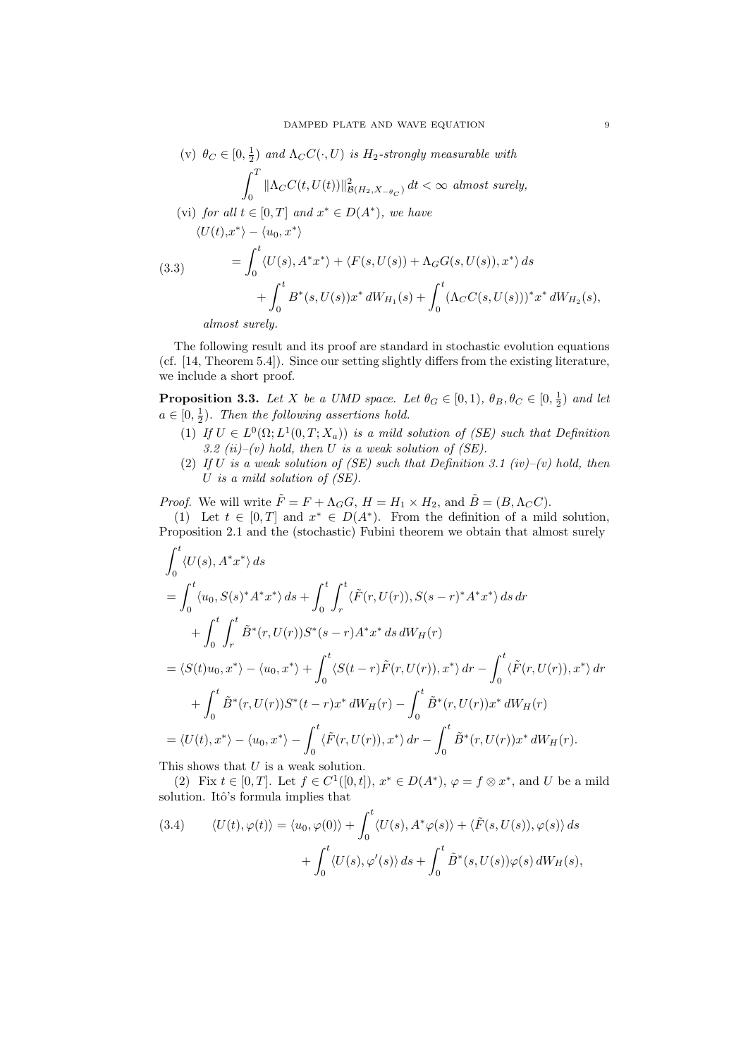(v) $\theta_C \in [0, \frac{1}{2})$ and $\Lambda_C C(\cdot, U)$ is $H_2$-strongly measurable with

$$\int_0^T \|\Lambda_C C(t, U(t))\|^2_{\mathcal{B}(H_2, X_{-\theta_C})}\, dt < \infty \text{ almost surely,}$$

(vi) for all $t \in [0,T]$ and $x^* \in D(A^*)$, we have

$$\begin{aligned}
\langle U(t), x^*\rangle &- \langle u_0, x^*\rangle \\
&= \int_0^t \langle U(s), A^* x^*\rangle + \langle F(s, U(s)) + \Lambda_G G(s, U(s)), x^*\rangle\, ds \\
&\quad + \int_0^t B^*(s, U(s)) x^*\, dW_{H_1}(s) + \int_0^t (\Lambda_C C(s, U(s)))^* x^*\, dW_{H_2}(s),
\end{aligned} \tag{3.3}$$

almost surely.

The following result and its proof are standard in stochastic evolution equations (cf. [14, Theorem 5.4]). Since our setting slightly differs from the existing literature, we include a short proof.

**Proposition 3.3.** *Let $X$ be a UMD space. Let $\theta_G \in [0,1)$, $\theta_B, \theta_C \in [0, \frac{1}{2})$ and let $a \in [0, \frac{1}{2})$. Then the following assertions hold.*

1. *If $U \in L^0(\Omega; L^1(0,T; X_a))$ is a mild solution of (SE) such that Definition 3.2 (ii)–(v) hold, then $U$ is a weak solution of (SE).*
2. *If $U$ is a weak solution of (SE) such that Definition 3.1 (iv)–(v) hold, then $U$ is a mild solution of (SE).*

*Proof.* We will write $\tilde{F} = F + \Lambda_G G$, $H = H_1 \times H_2$, and $\tilde{B} = (B, \Lambda_C C)$.

(1) Let $t \in [0,T]$ and $x^* \in D(A^*)$. From the definition of a mild solution, Proposition 2.1 and the (stochastic) Fubini theorem we obtain that almost surely

$$\begin{aligned}
&\int_0^t \langle U(s), A^* x^*\rangle\, ds \\
&= \int_0^t \langle u_0, S(s)^* A^* x^*\rangle\, ds + \int_0^t \int_r^t \langle \tilde{F}(r, U(r)), S(s-r)^* A^* x^*\rangle\, ds\, dr \\
&\quad + \int_0^t \int_r^t \tilde{B}^*(r, U(r)) S^*(s-r) A^* x^*\, ds\, dW_H(r) \\
&= \langle S(t) u_0, x^*\rangle - \langle u_0, x^*\rangle + \int_0^t \langle S(t-r) \tilde{F}(r, U(r)), x^*\rangle\, dr - \int_0^t \langle \tilde{F}(r, U(r)), x^*\rangle\, dr \\
&\quad + \int_0^t \tilde{B}^*(r, U(r)) S^*(t-r) x^*\, dW_H(r) - \int_0^t \tilde{B}^*(r, U(r)) x^*\, dW_H(r) \\
&= \langle U(t), x^*\rangle - \langle u_0, x^*\rangle - \int_0^t \langle \tilde{F}(r, U(r)), x^*\rangle\, dr - \int_0^t \tilde{B}^*(r, U(r)) x^*\, dW_H(r).
\end{aligned}$$

This shows that $U$ is a weak solution.

(2) Fix $t \in [0,T]$. Let $f \in C^1([0,t])$, $x^* \in D(A^*)$, $\varphi = f \otimes x^*$, and $U$ be a mild solution. Itô's formula implies that

$$\begin{aligned}
\langle U(t), \varphi(t)\rangle = \langle u_0, \varphi(0)\rangle &+ \int_0^t \langle U(s), A^* \varphi(s)\rangle + \langle \tilde{F}(s, U(s)), \varphi(s)\rangle\, ds \\
&+ \int_0^t \langle U(s), \varphi'(s)\rangle\, ds + \int_0^t \tilde{B}^*(s, U(s)) \varphi(s)\, dW_H(s),
\end{aligned} \tag{3.4}$$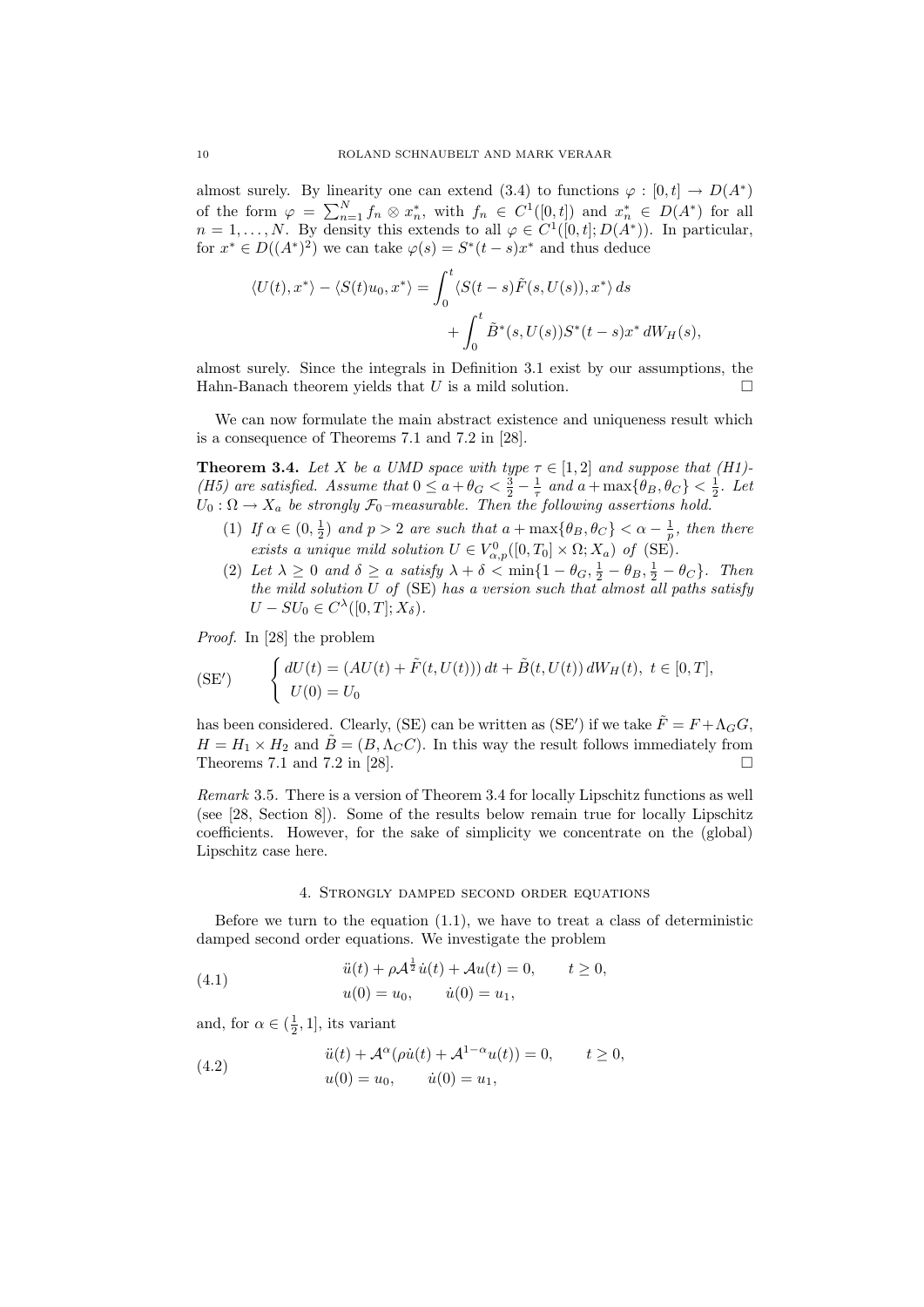almost surely. By linearity one can extend (3.4) to functions $\varphi : [0,t] \to D(A^*)$ of the form $\varphi = \sum_{n=1}^N f_n \otimes x_n^*$, with $f_n \in C^1([0,t])$ and $x_n^* \in D(A^*)$ for all $n = 1,\dots,N$. By density this extends to all $\varphi \in C^1([0,t];D(A^*))$. In particular, for $x^* \in D((A^*)^2)$ we can take $\varphi(s) = S^*(t-s)x^*$ and thus deduce

$$\langle U(t), x^*\rangle - \langle S(t)u_0, x^*\rangle = \int_0^t \langle S(t-s)\tilde{F}(s,U(s)), x^*\rangle\,ds + \int_0^t \tilde{B}^*(s,U(s))S^*(t-s)x^*\,dW_H(s),$$

almost surely. Since the integrals in Definition 3.1 exist by our assumptions, the Hahn-Banach theorem yields that $U$ is a mild solution. $\square$

We can now formulate the main abstract existence and uniqueness result which is a consequence of Theorems 7.1 and 7.2 in [28].

**Theorem 3.4.** *Let $X$ be a UMD space with type $\tau \in [1,2]$ and suppose that (H1)-(H5) are satisfied. Assume that $0 \le a+\theta_G < \frac{3}{2} - \frac{1}{\tau}$ and $a + \max\{\theta_B,\theta_C\} < \frac12$. Let $U_0 : \Omega \to X_a$ be strongly $\mathcal{F}_0$–measurable. Then the following assertions hold.*

1. *If $\alpha \in (0,\frac12)$ and $p>2$ are such that $a+\max\{\theta_B,\theta_C\} < \alpha - \frac1p$, then there exists a unique mild solution $U \in V^0_{\alpha,p}([0,T_0]\times\Omega; X_a)$ of (SE).*
2. *Let $\lambda \ge 0$ and $\delta \ge a$ satisfy $\lambda+\delta < \min\{1-\theta_G, \frac12-\theta_B, \frac12-\theta_C\}$. Then the mild solution $U$ of (SE) has a version such that almost all paths satisfy $U - SU_0 \in C^\lambda([0,T];X_\delta)$.*

*Proof.* In [28] the problem

$$(\mathrm{SE}')\qquad \begin{cases} dU(t) = (AU(t) + \tilde{F}(t,U(t)))\,dt + \tilde{B}(t,U(t))\,dW_H(t),\ t\in[0,T],\\ U(0) = U_0 \end{cases}$$

has been considered. Clearly, (SE) can be written as (SE′) if we take $\tilde F = F + \Lambda_G G$, $H = H_1 \times H_2$ and $\tilde B = (B, \Lambda_C C)$. In this way the result follows immediately from Theorems 7.1 and 7.2 in [28]. $\square$

*Remark* 3.5. There is a version of Theorem 3.4 for locally Lipschitz functions as well (see [28, Section 8]). Some of the results below remain true for locally Lipschitz coefficients. However, for the sake of simplicity we concentrate on the (global) Lipschitz case here.

## 4. Strongly damped second order equations

Before we turn to the equation (1.1), we have to treat a class of deterministic damped second order equations. We investigate the problem

$$(4.1)\qquad \begin{aligned} &\ddot u(t) + \rho\mathcal{A}^{\frac12}\dot u(t) + \mathcal{A}u(t) = 0, \qquad t\ge 0,\\ &u(0)=u_0, \qquad \dot u(0) = u_1, \end{aligned}$$

and, for $\alpha\in(\frac12,1]$, its variant

$$(4.2)\qquad \begin{aligned} &\ddot u(t) + \mathcal{A}^{\alpha}(\rho\dot u(t) + \mathcal{A}^{1-\alpha}u(t)) = 0, \qquad t\ge 0,\\ &u(0)=u_0, \qquad \dot u(0) = u_1, \end{aligned}$$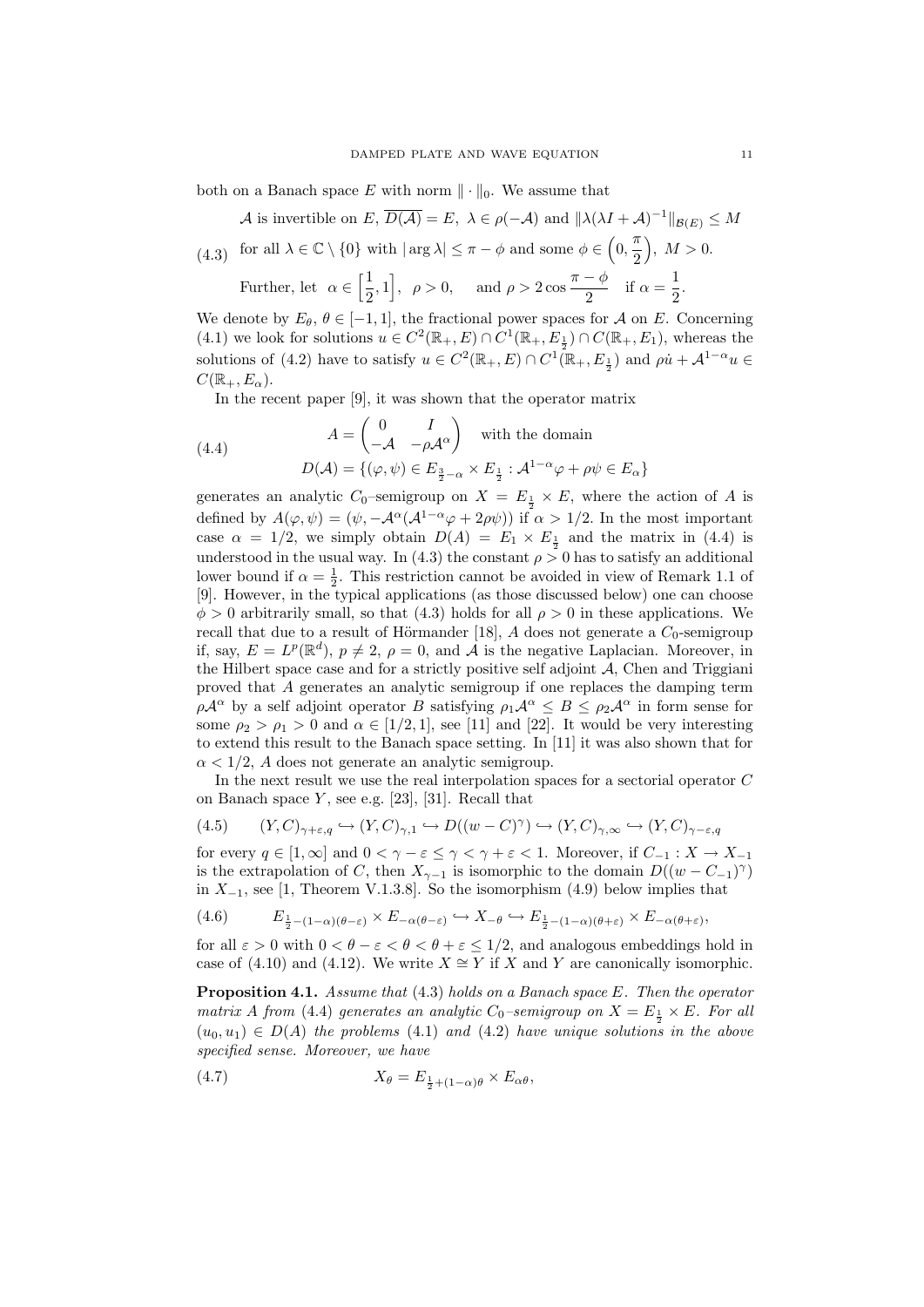both on a Banach space $E$ with norm $\|\cdot\|_0$. We assume that

$$
\begin{aligned}
&\mathcal{A} \text{ is invertible on } E,\ \overline{D(\mathcal{A})} = E,\ \lambda \in \rho(-\mathcal{A}) \text{ and } \|\lambda(\lambda I + \mathcal{A})^{-1}\|_{\mathcal{B}(E)} \le M \\
&\text{for all } \lambda \in \mathbb{C}\setminus\{0\} \text{ with } |\arg\lambda| \le \pi - \phi \text{ and some } \phi \in \Big(0, \frac{\pi}{2}\Big),\ M > 0. \\
&\text{Further, let } \ \alpha \in \Big[\frac{1}{2}, 1\Big],\ \ \rho > 0, \quad \text{ and } \rho > 2\cos\frac{\pi - \phi}{2} \quad \text{if } \alpha = \frac{1}{2}.
\end{aligned} \tag{4.3}
$$

We denote by $E_\theta$, $\theta \in [-1, 1]$, the fractional power spaces for $\mathcal{A}$ on $E$. Concerning (4.1) we look for solutions $u \in C^2(\mathbb{R}_+, E) \cap C^1(\mathbb{R}_+, E_{\frac{1}{2}}) \cap C(\mathbb{R}_+, E_1)$, whereas the solutions of (4.2) have to satisfy $u \in C^2(\mathbb{R}_+, E) \cap C^1(\mathbb{R}_+, E_{\frac{1}{2}})$ and $\rho\dot{u} + \mathcal{A}^{1-\alpha}u \in C(\mathbb{R}_+, E_\alpha)$.

In the recent paper [9], it was shown that the operator matrix

$$
\begin{aligned}
A &= \begin{pmatrix} 0 & I \\ -\mathcal{A} & -\rho\mathcal{A}^\alpha \end{pmatrix} \quad \text{with the domain} \\
D(A) &= \{(\varphi, \psi) \in E_{\frac{3}{2}-\alpha} \times E_{\frac{1}{2}} : \mathcal{A}^{1-\alpha}\varphi + \rho\psi \in E_\alpha\}
\end{aligned} \tag{4.4}
$$

generates an analytic $C_0$–semigroup on $X = E_{\frac{1}{2}} \times E$, where the action of $A$ is defined by $A(\varphi, \psi) = (\psi, -\mathcal{A}^\alpha(\mathcal{A}^{1-\alpha}\varphi + 2\rho\psi))$ if $\alpha > 1/2$. In the most important case $\alpha = 1/2$, we simply obtain $D(A) = E_1 \times E_{\frac{1}{2}}$ and the matrix in (4.4) is understood in the usual way. In (4.3) the constant $\rho > 0$ has to satisfy an additional lower bound if $\alpha = \frac{1}{2}$. This restriction cannot be avoided in view of Remark 1.1 of [9]. However, in the typical applications (as those discussed below) one can choose $\phi > 0$ arbitrarily small, so that (4.3) holds for all $\rho > 0$ in these applications. We recall that due to a result of Hörmander [18], $A$ does not generate a $C_0$-semigroup if, say, $E = L^p(\mathbb{R}^d)$, $p \neq 2$, $\rho = 0$, and $\mathcal{A}$ is the negative Laplacian. Moreover, in the Hilbert space case and for a strictly positive self adjoint $\mathcal{A}$, Chen and Triggiani proved that $A$ generates an analytic semigroup if one replaces the damping term $\rho\mathcal{A}^\alpha$ by a self adjoint operator $B$ satisfying $\rho_1\mathcal{A}^\alpha \le B \le \rho_2\mathcal{A}^\alpha$ in form sense for some $\rho_2 > \rho_1 > 0$ and $\alpha \in [1/2, 1]$, see [11] and [22]. It would be very interesting to extend this result to the Banach space setting. In [11] it was also shown that for $\alpha < 1/2$, $A$ does not generate an analytic semigroup.

In the next result we use the real interpolation spaces for a sectorial operator $C$ on Banach space $Y$, see e.g. [23], [31]. Recall that

$$
(Y, C)_{\gamma+\varepsilon, q} \hookrightarrow (Y, C)_{\gamma, 1} \hookrightarrow D((w - C)^\gamma) \hookrightarrow (Y, C)_{\gamma, \infty} \hookrightarrow (Y, C)_{\gamma-\varepsilon, q} \tag{4.5}
$$

for every $q \in [1, \infty]$ and $0 < \gamma - \varepsilon \le \gamma < \gamma + \varepsilon < 1$. Moreover, if $C_{-1} : X \to X_{-1}$ is the extrapolation of $C$, then $X_{\gamma-1}$ is isomorphic to the domain $D((w - C_{-1})^\gamma)$ in $X_{-1}$, see [1, Theorem V.1.3.8]. So the isomorphism (4.9) below implies that

$$
E_{\frac{1}{2}-(1-\alpha)(\theta-\varepsilon)} \times E_{-\alpha(\theta-\varepsilon)} \hookrightarrow X_{-\theta} \hookrightarrow E_{\frac{1}{2}-(1-\alpha)(\theta+\varepsilon)} \times E_{-\alpha(\theta+\varepsilon)}, \tag{4.6}
$$

for all $\varepsilon > 0$ with $0 < \theta - \varepsilon < \theta < \theta + \varepsilon \le 1/2$, and analogous embeddings hold in case of (4.10) and (4.12). We write $X \cong Y$ if $X$ and $Y$ are canonically isomorphic.

**Proposition 4.1.** *Assume that* (4.3) *holds on a Banach space $E$. Then the operator matrix $A$ from* (4.4) *generates an analytic $C_0$–semigroup on $X = E_{\frac{1}{2}} \times E$. For all $(u_0, u_1) \in D(A)$ the problems* (4.1) *and* (4.2) *have unique solutions in the above specified sense. Moreover, we have*

$$
X_\theta = E_{\frac{1}{2}+(1-\alpha)\theta} \times E_{\alpha\theta}, \tag{4.7}
$$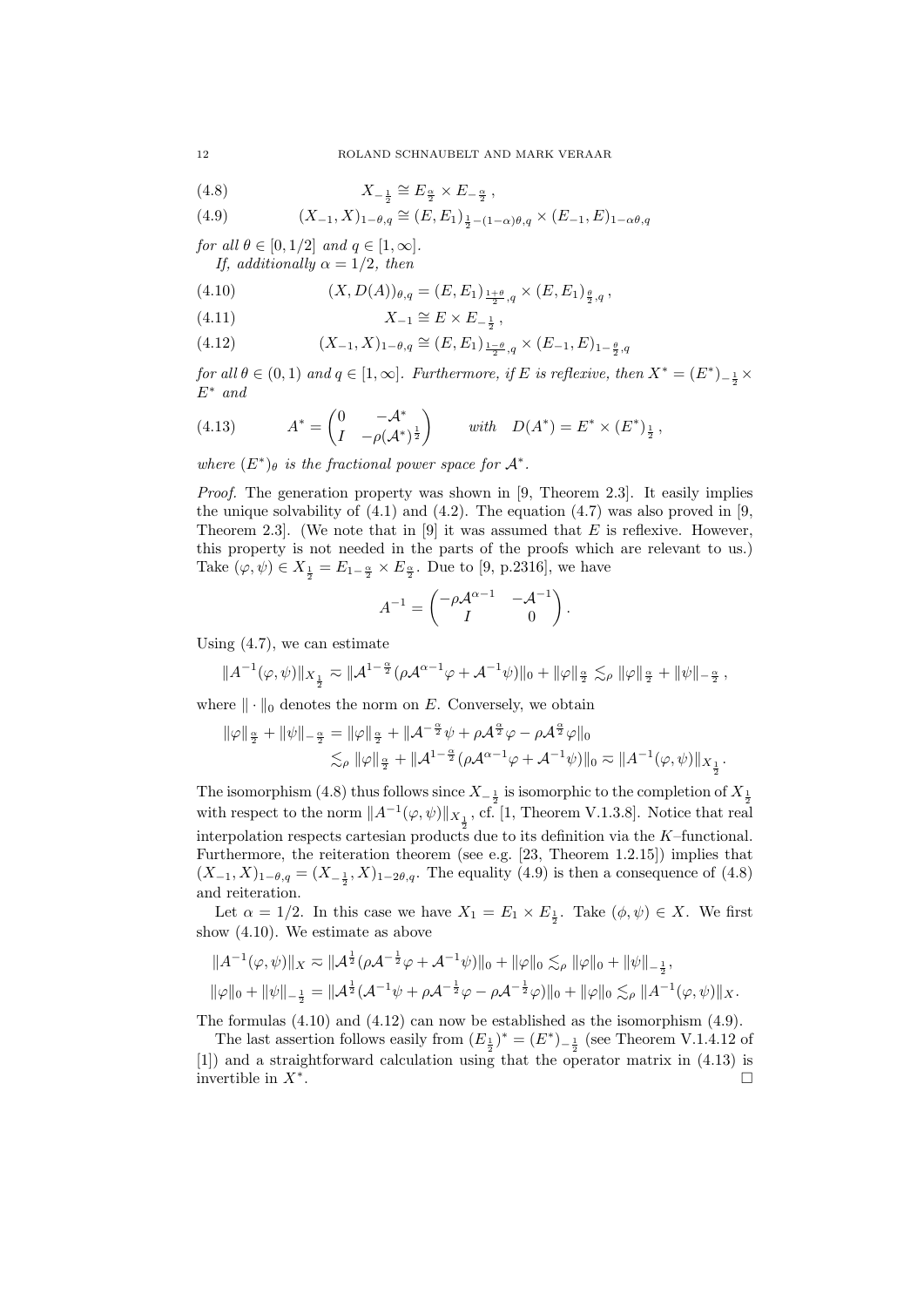$$X_{-\frac{1}{2}} \cong E_{\frac{\alpha}{2}} \times E_{-\frac{\alpha}{2}}\,, \tag{4.8}$$

$$(X_{-1}, X)_{1-\theta,q} \cong (E, E_1)_{\frac{1}{2}-(1-\alpha)\theta,q} \times (E_{-1}, E)_{1-\alpha\theta,q} \tag{4.9}$$

*for all $\theta \in [0, 1/2]$ and $q \in [1, \infty]$.*

*If, additionally $\alpha = 1/2$, then*

$$(X, D(A))_{\theta,q} = (E, E_1)_{\frac{1+\theta}{2},q} \times (E, E_1)_{\frac{\theta}{2},q}\,, \tag{4.10}$$

$$X_{-1} \cong E \times E_{-\frac{1}{2}}\,, \tag{4.11}$$

$$(X_{-1}, X)_{1-\theta,q} \cong (E, E_1)_{\frac{1-\theta}{2},q} \times (E_{-1}, E)_{1-\frac{\theta}{2},q} \tag{4.12}$$

*for all $\theta \in (0, 1)$ and $q \in [1, \infty]$. Furthermore, if $E$ is reflexive, then $X^* = (E^*)_{-\frac{1}{2}} \times E^*$ and*

$$A^* = \begin{pmatrix} 0 & -\mathcal{A}^* \\ I & -\rho(\mathcal{A}^*)^{\frac{1}{2}} \end{pmatrix} \qquad \text{with} \quad D(A^*) = E^* \times (E^*)_{\frac{1}{2}}\,, \tag{4.13}$$

*where $(E^*)_\theta$ is the fractional power space for $\mathcal{A}^*$.*

*Proof.* The generation property was shown in [9, Theorem 2.3]. It easily implies the unique solvability of (4.1) and (4.2). The equation (4.7) was also proved in [9, Theorem 2.3]. (We note that in [9] it was assumed that $E$ is reflexive. However, this property is not needed in the parts of the proofs which are relevant to us.) Take $(\varphi, \psi) \in X_{\frac{1}{2}} = E_{1-\frac{\alpha}{2}} \times E_{\frac{\alpha}{2}}$. Due to [9, p.2316], we have

$$A^{-1} = \begin{pmatrix} -\rho\mathcal{A}^{\alpha-1} & -\mathcal{A}^{-1} \\ I & 0 \end{pmatrix}.$$

Using (4.7), we can estimate

$$\|A^{-1}(\varphi, \psi)\|_{X_{\frac{1}{2}}} \eqsim \|\mathcal{A}^{1-\frac{\alpha}{2}}(\rho\mathcal{A}^{\alpha-1}\varphi + \mathcal{A}^{-1}\psi)\|_0 + \|\varphi\|_{\frac{\alpha}{2}} \lesssim_\rho \|\varphi\|_{\frac{\alpha}{2}} + \|\psi\|_{-\frac{\alpha}{2}}\,,$$

where $\|\cdot\|_0$ denotes the norm on $E$. Conversely, we obtain

$$\begin{aligned}\|\varphi\|_{\frac{\alpha}{2}} + \|\psi\|_{-\frac{\alpha}{2}} &= \|\varphi\|_{\frac{\alpha}{2}} + \|\mathcal{A}^{-\frac{\alpha}{2}}\psi + \rho\mathcal{A}^{\frac{\alpha}{2}}\varphi - \rho\mathcal{A}^{\frac{\alpha}{2}}\varphi\|_0 \\ &\lesssim_\rho \|\varphi\|_{\frac{\alpha}{2}} + \|\mathcal{A}^{1-\frac{\alpha}{2}}(\rho\mathcal{A}^{\alpha-1}\varphi + \mathcal{A}^{-1}\psi)\|_0 \eqsim \|A^{-1}(\varphi, \psi)\|_{X_{\frac{1}{2}}}.\end{aligned}$$

The isomorphism (4.8) thus follows since $X_{-\frac{1}{2}}$ is isomorphic to the completion of $X_{\frac{1}{2}}$ with respect to the norm $\|A^{-1}(\varphi, \psi)\|_{X_{\frac{1}{2}}}$, cf. [1, Theorem V.1.3.8]. Notice that real interpolation respects cartesian products due to its definition via the $K$–functional. Furthermore, the reiteration theorem (see e.g. [23, Theorem 1.2.15]) implies that $(X_{-1}, X)_{1-\theta,q} = (X_{-\frac{1}{2}}, X)_{1-2\theta,q}$. The equality (4.9) is then a consequence of (4.8) and reiteration.

Let $\alpha = 1/2$. In this case we have $X_1 = E_1 \times E_{\frac{1}{2}}$. Take $(\phi, \psi) \in X$. We first show (4.10). We estimate as above

$$\|A^{-1}(\varphi, \psi)\|_X \eqsim \|\mathcal{A}^{\frac{1}{2}}(\rho\mathcal{A}^{-\frac{1}{2}}\varphi + \mathcal{A}^{-1}\psi)\|_0 + \|\varphi\|_0 \lesssim_\rho \|\varphi\|_0 + \|\psi\|_{-\frac{1}{2}},$$

$$\|\varphi\|_0 + \|\psi\|_{-\frac{1}{2}} = \|\mathcal{A}^{\frac{1}{2}}(\mathcal{A}^{-1}\psi + \rho\mathcal{A}^{-\frac{1}{2}}\varphi - \rho\mathcal{A}^{-\frac{1}{2}}\varphi)\|_0 + \|\varphi\|_0 \lesssim_\rho \|A^{-1}(\varphi, \psi)\|_X.$$

The formulas (4.10) and (4.12) can now be established as the isomorphism (4.9).

The last assertion follows easily from $(E_{\frac{1}{2}})^* = (E^*)_{-\frac{1}{2}}$ (see Theorem V.1.4.12 of [1]) and a straightforward calculation using that the operator matrix in (4.13) is invertible in $X^*$. $\square$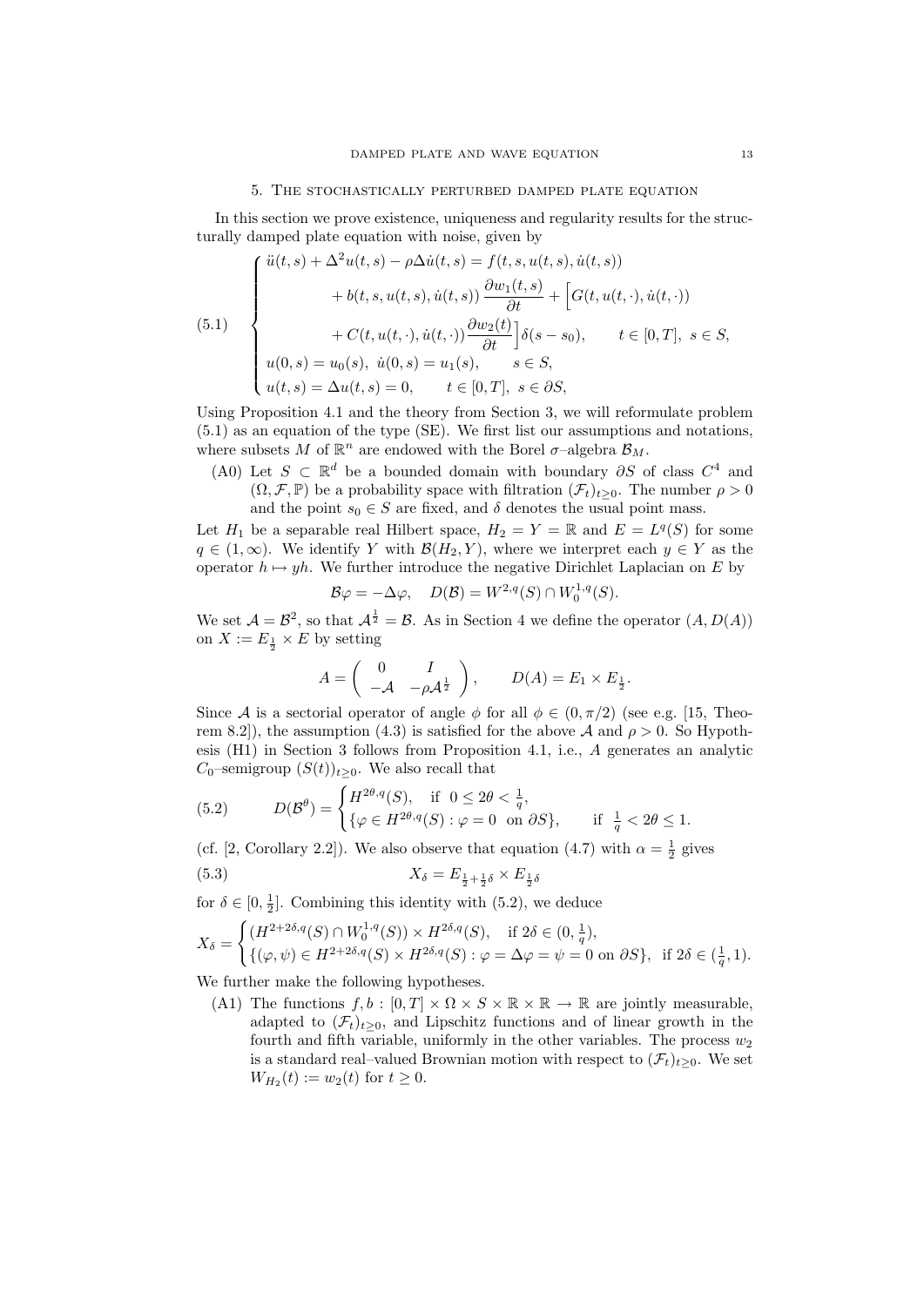## 5. The stochastically perturbed damped plate equation

In this section we prove existence, uniqueness and regularity results for the structurally damped plate equation with noise, given by

$$
(5.1)\quad \begin{cases} \ddot{u}(t,s) + \Delta^2 u(t,s) - \rho\Delta\dot{u}(t,s) = f(t,s,u(t,s),\dot{u}(t,s)) \\ \qquad\qquad + b(t,s,u(t,s),\dot{u}(t,s))\,\dfrac{\partial w_1(t,s)}{\partial t} + \Big[G(t,u(t,\cdot),\dot{u}(t,\cdot)) \\ \qquad\qquad + C(t,u(t,\cdot),\dot{u}(t,\cdot))\dfrac{\partial w_2(t)}{\partial t}\Big]\delta(s-s_0), \qquad t\in[0,T],\ s\in S, \\ u(0,s) = u_0(s),\ \dot{u}(0,s) = u_1(s), \qquad s\in S, \\ u(t,s) = \Delta u(t,s) = 0, \qquad t\in[0,T],\ s\in\partial S, \end{cases}
$$

Using Proposition 4.1 and the theory from Section 3, we will reformulate problem (5.1) as an equation of the type (SE). We first list our assumptions and notations, where subsets $M$ of $\mathbb{R}^n$ are endowed with the Borel $\sigma$–algebra $\mathcal{B}_M$.

(A0) Let $S\subset\mathbb{R}^d$ be a bounded domain with boundary $\partial S$ of class $C^4$ and $(\Omega,\mathcal{F},\mathbb{P})$ be a probability space with filtration $(\mathcal{F}_t)_{t\geq 0}$. The number $\rho>0$ and the point $s_0\in S$ are fixed, and $\delta$ denotes the usual point mass.

Let $H_1$ be a separable real Hilbert space, $H_2 = Y = \mathbb{R}$ and $E = L^q(S)$ for some $q\in(1,\infty)$. We identify $Y$ with $\mathcal{B}(H_2,Y)$, where we interpret each $y\in Y$ as the operator $h\mapsto yh$. We further introduce the negative Dirichlet Laplacian on $E$ by

$$
\mathcal{B}\varphi = -\Delta\varphi, \quad D(\mathcal{B}) = W^{2,q}(S)\cap W_0^{1,q}(S).
$$

We set $\mathcal{A} = \mathcal{B}^2$, so that $\mathcal{A}^{\frac12} = \mathcal{B}$. As in Section 4 we define the operator $(A, D(A))$ on $X := E_{\frac12}\times E$ by setting

$$
A = \begin{pmatrix} 0 & I \\ -\mathcal{A} & -\rho\mathcal{A}^{\frac12} \end{pmatrix}, \qquad D(A) = E_1\times E_{\frac12}.
$$

Since $\mathcal{A}$ is a sectorial operator of angle $\phi$ for all $\phi\in(0,\pi/2)$ (see e.g. [15, Theorem 8.2]), the assumption (4.3) is satisfied for the above $\mathcal{A}$ and $\rho>0$. So Hypothesis (H1) in Section 3 follows from Proposition 4.1, i.e., $A$ generates an analytic $C_0$–semigroup $(S(t))_{t\geq 0}$. We also recall that

$$
(5.2)\qquad D(\mathcal{B}^\theta) = \begin{cases} H^{2\theta,q}(S), & \text{if } 0\leq 2\theta<\frac1q, \\ \{\varphi\in H^{2\theta,q}(S) : \varphi = 0 \ \text{ on } \partial S\}, & \text{if } \frac1q<2\theta\leq 1. \end{cases}
$$

(cf. [2, Corollary 2.2]). We also observe that equation (4.7) with $\alpha=\frac12$ gives

$$
(5.3)\qquad X_\delta = E_{\frac12+\frac12\delta}\times E_{\frac12\delta}
$$

for $\delta\in[0,\frac12]$. Combining this identity with (5.2), we deduce

$$
X_\delta = \begin{cases} (H^{2+2\delta,q}(S)\cap W_0^{1,q}(S))\times H^{2\delta,q}(S), & \text{if } 2\delta\in(0,\frac1q), \\ \{(\varphi,\psi)\in H^{2+2\delta,q}(S)\times H^{2\delta,q}(S) : \varphi = \Delta\varphi = \psi = 0 \text{ on } \partial S\}, & \text{if } 2\delta\in(\frac1q,1). \end{cases}
$$

We further make the following hypotheses.

(A1) The functions $f,b : [0,T]\times\Omega\times S\times\mathbb{R}\times\mathbb{R}\to\mathbb{R}$ are jointly measurable, adapted to $(\mathcal{F}_t)_{t\geq 0}$, and Lipschitz functions and of linear growth in the fourth and fifth variable, uniformly in the other variables. The process $w_2$ is a standard real–valued Brownian motion with respect to $(\mathcal{F}_t)_{t\geq 0}$. We set $W_{H_2}(t) := w_2(t)$ for $t\geq 0$.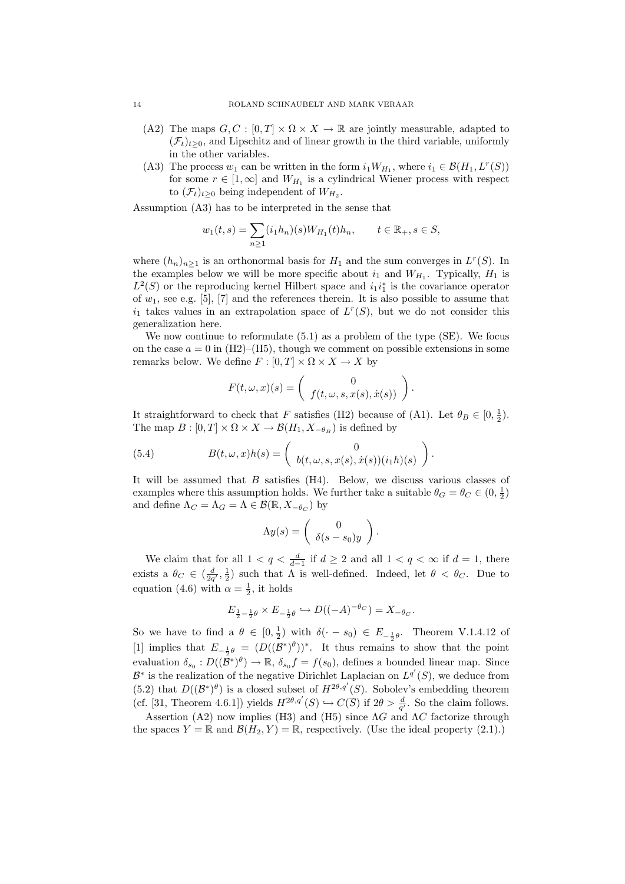(A2) The maps $G, C : [0,T] \times \Omega \times X \to \mathbb{R}$ are jointly measurable, adapted to $(\mathcal{F}_t)_{t\geq 0}$, and Lipschitz and of linear growth in the third variable, uniformly in the other variables.

(A3) The process $w_1$ can be written in the form $i_1 W_{H_1}$, where $i_1 \in \mathcal{B}(H_1, L^r(S))$ for some $r \in [1,\infty]$ and $W_{H_1}$ is a cylindrical Wiener process with respect to $(\mathcal{F}_t)_{t\geq 0}$ being independent of $W_{H_2}$.

Assumption (A3) has to be interpreted in the sense that

$$w_1(t,s) = \sum_{n\geq 1} (i_1 h_n)(s) W_{H_1}(t) h_n, \qquad t \in \mathbb{R}_+, s \in S,$$

where $(h_n)_{n\geq 1}$ is an orthonormal basis for $H_1$ and the sum converges in $L^r(S)$. In the examples below we will be more specific about $i_1$ and $W_{H_1}$. Typically, $H_1$ is $L^2(S)$ or the reproducing kernel Hilbert space and $i_1 i_1^*$ is the covariance operator of $w_1$, see e.g. [5], [7] and the references therein. It is also possible to assume that $i_1$ takes values in an extrapolation space of $L^r(S)$, but we do not consider this generalization here.

We now continue to reformulate (5.1) as a problem of the type (SE). We focus on the case $a = 0$ in (H2)–(H5), though we comment on possible extensions in some remarks below. We define $F : [0,T] \times \Omega \times X \to X$ by

$$F(t,\omega,x)(s) = \begin{pmatrix} 0 \\ f(t,\omega,s,x(s),\dot{x}(s)) \end{pmatrix}.$$

It straightforward to check that $F$ satisfies (H2) because of (A1). Let $\theta_B \in [0, \frac{1}{2})$. The map $B : [0,T] \times \Omega \times X \to \mathcal{B}(H_1, X_{-\theta_B})$ is defined by

$$B(t,\omega,x)h(s) = \begin{pmatrix} 0 \\ b(t,\omega,s,x(s),\dot{x}(s))(i_1 h)(s) \end{pmatrix}. \tag{5.4}$$

It will be assumed that $B$ satisfies (H4). Below, we discuss various classes of examples where this assumption holds. We further take a suitable $\theta_G = \theta_C \in (0, \frac{1}{2})$ and define $\Lambda_C = \Lambda_G = \Lambda \in \mathcal{B}(\mathbb{R}, X_{-\theta_C})$ by

$$\Lambda y(s) = \begin{pmatrix} 0 \\ \delta(s-s_0)y \end{pmatrix}.$$

We claim that for all $1 < q < \frac{d}{d-1}$ if $d \geq 2$ and all $1 < q < \infty$ if $d = 1$, there exists a $\theta_C \in (\frac{d}{2q'}, \frac{1}{2})$ such that $\Lambda$ is well-defined. Indeed, let $\theta < \theta_C$. Due to equation (4.6) with $\alpha = \frac{1}{2}$, it holds

$$E_{\frac{1}{2}-\frac{1}{2}\theta} \times E_{-\frac{1}{2}\theta} \hookrightarrow D((-A)^{-\theta_C}) = X_{-\theta_C}.$$

So we have to find a $\theta \in [0, \frac{1}{2})$ with $\delta(\cdot - s_0) \in E_{-\frac{1}{2}\theta}$. Theorem V.1.4.12 of [1] implies that $E_{-\frac{1}{2}\theta} = (D((\mathcal{B}^*)^\theta))^*$. It thus remains to show that the point evaluation $\delta_{s_0} : D((\mathcal{B}^*)^\theta) \to \mathbb{R}$, $\delta_{s_0} f = f(s_0)$, defines a bounded linear map. Since $\mathcal{B}^*$ is the realization of the negative Dirichlet Laplacian on $L^{q'}(S)$, we deduce from (5.2) that $D((\mathcal{B}^*)^\theta)$ is a closed subset of $H^{2\theta,q'}(S)$. Sobolev's embedding theorem (cf. [31, Theorem 4.6.1]) yields $H^{2\theta,q'}(S) \hookrightarrow C(\overline{S})$ if $2\theta > \frac{d}{q'}$. So the claim follows.

Assertion (A2) now implies (H3) and (H5) since $\Lambda G$ and $\Lambda C$ factorize through the spaces $Y = \mathbb{R}$ and $\mathcal{B}(H_2, Y) = \mathbb{R}$, respectively. (Use the ideal property (2.1).)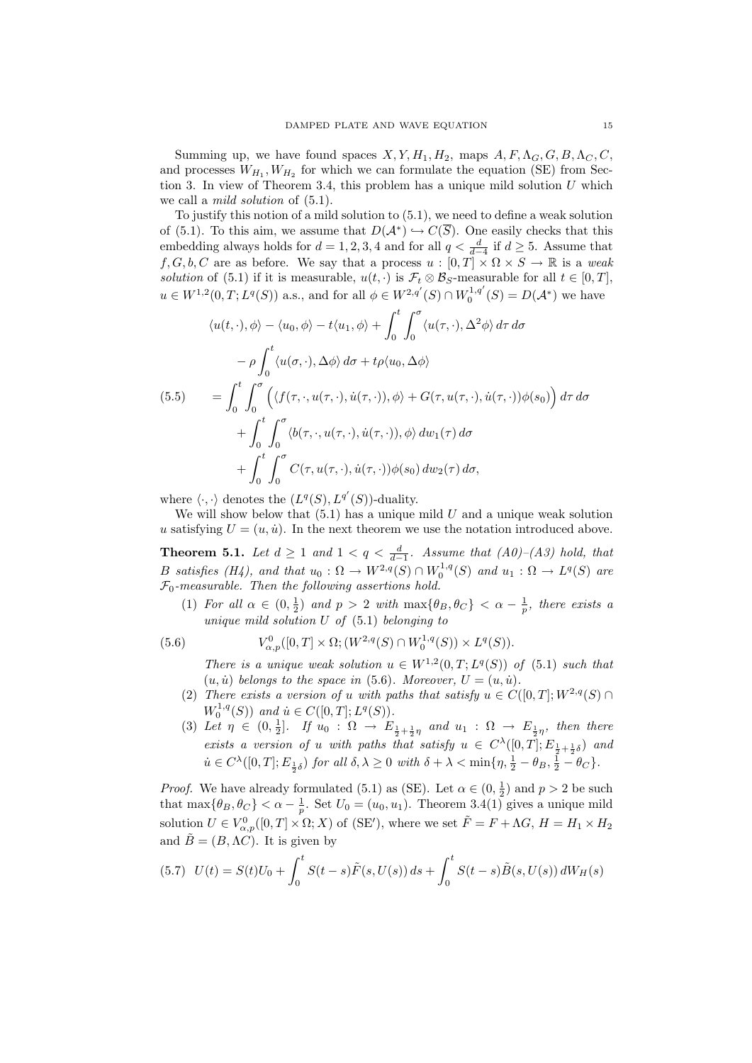Summing up, we have found spaces $X, Y, H_1, H_2$, maps $A, F, \Lambda_G, G, B, \Lambda_C, C$, and processes $W_{H_1}, W_{H_2}$ for which we can formulate the equation (SE) from Section 3. In view of Theorem 3.4, this problem has a unique mild solution $U$ which we call a *mild solution* of (5.1).

To justify this notion of a mild solution to (5.1), we need to define a weak solution of (5.1). To this aim, we assume that $D(\mathcal{A}^*) \hookrightarrow C(\overline{S})$. One easily checks that this embedding always holds for $d = 1, 2, 3, 4$ and for all $q < \frac{d}{d-4}$ if $d \geq 5$. Assume that $f, G, b, C$ are as before. We say that a process $u : [0, T] \times \Omega \times S \to \mathbb{R}$ is a *weak solution* of (5.1) if it is measurable, $u(t, \cdot)$ is $\mathcal{F}_t \otimes \mathcal{B}_S$-measurable for all $t \in [0, T]$, $u \in W^{1,2}(0, T; L^q(S))$ a.s., and for all $\phi \in W^{2,q'}(S) \cap W_0^{1,q'}(S) = D(\mathcal{A}^*)$ we have

$$
\begin{aligned}
&\langle u(t, \cdot), \phi\rangle - \langle u_0, \phi\rangle - t\langle u_1, \phi\rangle + \int_0^t \int_0^\sigma \langle u(\tau, \cdot), \Delta^2 \phi\rangle \, d\tau \, d\sigma \\
&\qquad - \rho \int_0^t \langle u(\sigma, \cdot), \Delta\phi\rangle \, d\sigma + t\rho\langle u_0, \Delta\phi\rangle \\
&\quad = \int_0^t \int_0^\sigma \Big( \langle f(\tau, \cdot, u(\tau, \cdot), \dot{u}(\tau, \cdot)), \phi\rangle + G(\tau, u(\tau, \cdot), \dot{u}(\tau, \cdot))\phi(s_0) \Big) \, d\tau \, d\sigma \\
&\qquad + \int_0^t \int_0^\sigma \langle b(\tau, \cdot, u(\tau, \cdot), \dot{u}(\tau, \cdot)), \phi\rangle \, dw_1(\tau) \, d\sigma \\
&\qquad + \int_0^t \int_0^\sigma C(\tau, u(\tau, \cdot), \dot{u}(\tau, \cdot))\phi(s_0) \, dw_2(\tau) \, d\sigma,
\end{aligned}
\tag{5.5}
$$

where $\langle \cdot, \cdot \rangle$ denotes the $(L^q(S), L^{q'}(S))$-duality.

We will show below that (5.1) has a unique mild $U$ and a unique weak solution $u$ satisfying $U = (u, \dot{u})$. In the next theorem we use the notation introduced above.

**Theorem 5.1.** *Let $d \geq 1$ and $1 < q < \frac{d}{d-1}$. Assume that (A0)–(A3) hold, that $B$ satisfies (H4), and that $u_0 : \Omega \to W^{2,q}(S) \cap W_0^{1,q}(S)$ and $u_1 : \Omega \to L^q(S)$ are $\mathcal{F}_0$-measurable. Then the following assertions hold.*

1. *For all $\alpha \in (0, \frac{1}{2})$ and $p > 2$ with $\max\{\theta_B, \theta_C\} < \alpha - \frac{1}{p}$, there exists a unique mild solution $U$ of (5.1) belonging to*
$$
V^0_{\alpha,p}([0, T] \times \Omega; (W^{2,q}(S) \cap W_0^{1,q}(S)) \times L^q(S)).
\tag{5.6}
$$
*There is a unique weak solution $u \in W^{1,2}(0, T; L^q(S))$ of (5.1) such that $(u, \dot{u})$ belongs to the space in (5.6). Moreover, $U = (u, \dot{u})$.*
2. *There exists a version of $u$ with paths that satisfy $u \in C([0, T]; W^{2,q}(S) \cap W_0^{1,q}(S))$ and $\dot{u} \in C([0, T]; L^q(S))$.*
3. *Let $\eta \in (0, \frac{1}{2}]$. If $u_0 : \Omega \to E_{\frac{1}{2}+\frac{1}{2}\eta}$ and $u_1 : \Omega \to E_{\frac{1}{2}\eta}$, then there exists a version of $u$ with paths that satisfy $u \in C^\lambda([0, T]; E_{\frac{1}{2}+\frac{1}{2}\delta})$ and $\dot{u} \in C^\lambda([0, T]; E_{\frac{1}{2}\delta})$ for all $\delta, \lambda \geq 0$ with $\delta + \lambda < \min\{\eta, \frac{1}{2} - \theta_B, \frac{1}{2} - \theta_C\}$.*

*Proof.* We have already formulated (5.1) as (SE). Let $\alpha \in (0, \frac{1}{2})$ and $p > 2$ be such that $\max\{\theta_B, \theta_C\} < \alpha - \frac{1}{p}$. Set $U_0 = (u_0, u_1)$. Theorem 3.4(1) gives a unique mild solution $U \in V^0_{\alpha,p}([0, T] \times \Omega; X)$ of (SE′), where we set $\tilde{F} = F + \Lambda G$, $H = H_1 \times H_2$ and $\tilde{B} = (B, \Lambda C)$. It is given by

$$
U(t) = S(t)U_0 + \int_0^t S(t-s)\tilde{F}(s, U(s)) \, ds + \int_0^t S(t-s)\tilde{B}(s, U(s)) \, dW_H(s)
\tag{5.7}
$$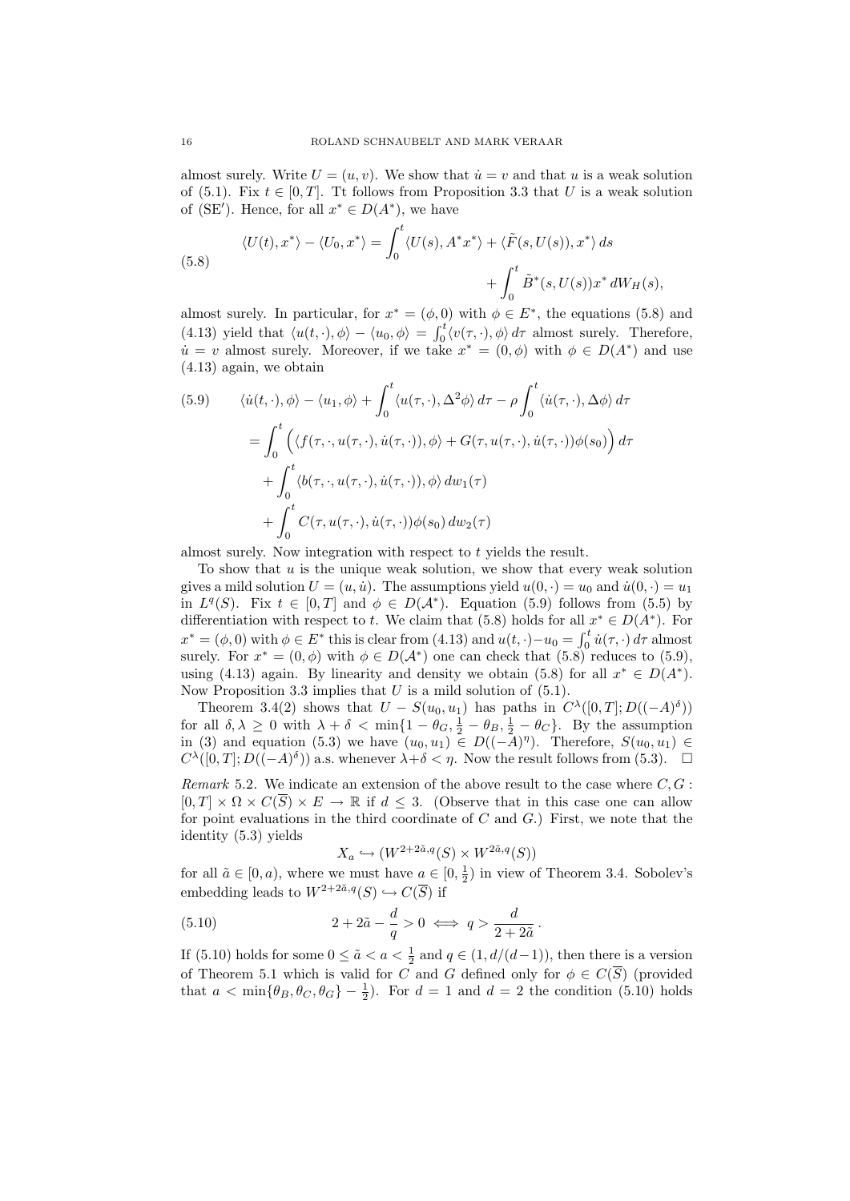almost surely. Write $U = (u, v)$. We show that $\dot{u} = v$ and that $u$ is a weak solution of (5.1). Fix $t \in [0, T]$. Tt follows from Proposition 3.3 that $U$ is a weak solution of (SE′). Hence, for all $x^* \in D(A^*)$, we have

$$
\begin{aligned}
\langle U(t), x^* \rangle - \langle U_0, x^* \rangle = \int_0^t \langle U(s), A^* x^* \rangle + \langle \tilde{F}(s, U(s)), x^* \rangle \, ds \\
+ \int_0^t \tilde{B}^*(s, U(s)) x^* \, dW_H(s),
\end{aligned}
\tag{5.8}
$$

almost surely. In particular, for $x^* = (\phi, 0)$ with $\phi \in E^*$, the equations (5.8) and (4.13) yield that $\langle u(t, \cdot), \phi \rangle - \langle u_0, \phi \rangle = \int_0^t \langle v(\tau, \cdot), \phi \rangle \, d\tau$ almost surely. Therefore, $\dot{u} = v$ almost surely. Moreover, if we take $x^* = (0, \phi)$ with $\phi \in D(A^*)$ and use (4.13) again, we obtain

$$
\begin{aligned}
\langle \dot{u}(t, \cdot), \phi \rangle - \langle u_1, \phi \rangle + \int_0^t \langle u(\tau, \cdot), \Delta^2 \phi \rangle \, d\tau - \rho \int_0^t \langle \dot{u}(\tau, \cdot), \Delta \phi \rangle \, d\tau \\
= \int_0^t \Big( \langle f(\tau, \cdot, u(\tau, \cdot), \dot{u}(\tau, \cdot)), \phi \rangle + G(\tau, u(\tau, \cdot), \dot{u}(\tau, \cdot)) \phi(s_0) \Big) \, d\tau \\
+ \int_0^t \langle b(\tau, \cdot, u(\tau, \cdot), \dot{u}(\tau, \cdot)), \phi \rangle \, dw_1(\tau) \\
+ \int_0^t C(\tau, u(\tau, \cdot), \dot{u}(\tau, \cdot)) \phi(s_0) \, dw_2(\tau)
\end{aligned}
\tag{5.9}
$$

almost surely. Now integration with respect to $t$ yields the result.

To show that $u$ is the unique weak solution, we show that every weak solution gives a mild solution $U = (u, \dot{u})$. The assumptions yield $u(0, \cdot) = u_0$ and $\dot{u}(0, \cdot) = u_1$ in $L^q(S)$. Fix $t \in [0, T]$ and $\phi \in D(\mathcal{A}^*)$. Equation (5.9) follows from (5.5) by differentiation with respect to $t$. We claim that (5.8) holds for all $x^* \in D(A^*)$. For $x^* = (\phi, 0)$ with $\phi \in E^*$ this is clear from (4.13) and $u(t, \cdot) - u_0 = \int_0^t \dot{u}(\tau, \cdot) \, d\tau$ almost surely. For $x^* = (0, \phi)$ with $\phi \in D(\mathcal{A}^*)$ one can check that (5.8) reduces to (5.9), using (4.13) again. By linearity and density we obtain (5.8) for all $x^* \in D(A^*)$. Now Proposition 3.3 implies that $U$ is a mild solution of (5.1).

Theorem 3.4(2) shows that $U - S(u_0, u_1)$ has paths in $C^\lambda([0, T]; D((-A)^\delta))$ for all $\delta, \lambda \geq 0$ with $\lambda + \delta < \min\{1 - \theta_G, \frac{1}{2} - \theta_B, \frac{1}{2} - \theta_C\}$. By the assumption in (3) and equation (5.3) we have $(u_0, u_1) \in D((-A)^\eta)$. Therefore, $S(u_0, u_1) \in C^\lambda([0, T]; D((-A)^\delta))$ a.s. whenever $\lambda + \delta < \eta$. Now the result follows from (5.3). $\square$

*Remark* 5.2. We indicate an extension of the above result to the case where $C, G : [0, T] \times \Omega \times C(\overline{S}) \times E \to \mathbb{R}$ if $d \leq 3$. (Observe that in this case one can allow for point evaluations in the third coordinate of $C$ and $G$.) First, we note that the identity (5.3) yields

$$
X_a \hookrightarrow (W^{2+2\tilde{a},q}(S) \times W^{2\tilde{a},q}(S))
$$

for all $\tilde{a} \in [0, a)$, where we must have $a \in [0, \frac{1}{2})$ in view of Theorem 3.4. Sobolev's embedding leads to $W^{2+2\tilde{a},q}(S) \hookrightarrow C(\overline{S})$ if

$$
2 + 2\tilde{a} - \frac{d}{q} > 0 \iff q > \frac{d}{2 + 2\tilde{a}} \, .
\tag{5.10}
$$

If (5.10) holds for some $0 \leq \tilde{a} < a < \frac{1}{2}$ and $q \in (1, d/(d-1))$, then there is a version of Theorem 5.1 which is valid for $C$ and $G$ defined only for $\phi \in C(\overline{S})$ (provided that $a < \min\{\theta_B, \theta_C, \theta_G\} - \frac{1}{2}$). For $d = 1$ and $d = 2$ the condition (5.10) holds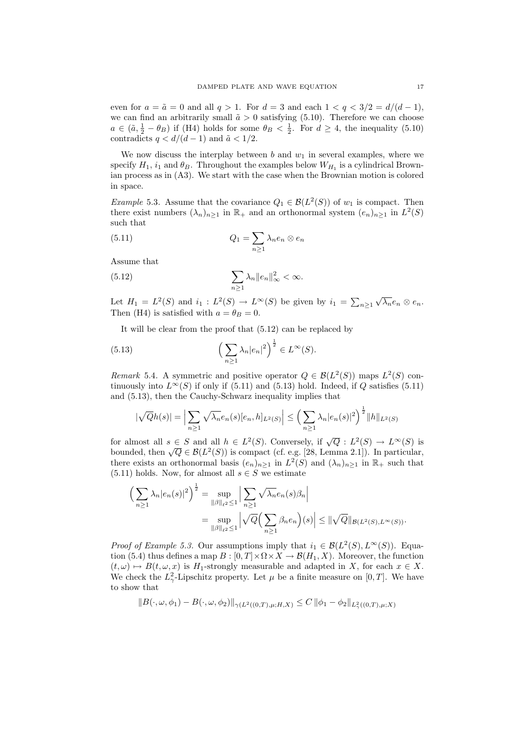even for $a = \tilde{a} = 0$ and all $q > 1$. For $d = 3$ and each $1 < q < 3/2 = d/(d-1)$, we can find an arbitrarily small $\tilde{a} > 0$ satisfying (5.10). Therefore we can choose $a \in (\tilde{a}, \frac{1}{2} - \theta_B)$ if (H4) holds for some $\theta_B < \frac{1}{2}$. For $d \geq 4$, the inequality (5.10) contradicts $q < d/(d-1)$ and $\tilde{a} < 1/2$.

We now discuss the interplay between $b$ and $w_1$ in several examples, where we specify $H_1$, $i_1$ and $\theta_B$. Throughout the examples below $W_{H_1}$ is a cylindrical Brownian process as in (A3). We start with the case when the Brownian motion is colored in space.

*Example* 5.3. Assume that the covariance $Q_1 \in \mathcal{B}(L^2(S))$ of $w_1$ is compact. Then there exist numbers $(\lambda_n)_{n\geq 1}$ in $\mathbb{R}_+$ and an orthonormal system $(e_n)_{n\geq 1}$ in $L^2(S)$ such that

$$Q_1 = \sum_{n\geq 1} \lambda_n e_n \otimes e_n \tag{5.11}$$

Assume that

$$\sum_{n\geq 1} \lambda_n \|e_n\|_\infty^2 < \infty. \tag{5.12}$$

Let $H_1 = L^2(S)$ and $i_1 : L^2(S) \to L^\infty(S)$ be given by $i_1 = \sum_{n\geq 1} \sqrt{\lambda_n} e_n \otimes e_n$. Then (H4) is satisfied with $a = \theta_B = 0$.

It will be clear from the proof that (5.12) can be replaced by

$$\Big( \sum_{n\geq 1} \lambda_n |e_n|^2 \Big)^{\frac{1}{2}} \in L^\infty(S). \tag{5.13}$$

*Remark* 5.4. A symmetric and positive operator $Q \in \mathcal{B}(L^2(S))$ maps $L^2(S)$ continuously into $L^\infty(S)$ if only if (5.11) and (5.13) hold. Indeed, if $Q$ satisfies (5.11) and (5.13), then the Cauchy-Schwarz inequality implies that

$$|\sqrt{Q}h(s)| = \Big| \sum_{n\geq 1} \sqrt{\lambda_n} e_n(s) [e_n, h]_{L^2(S)} \Big| \leq \Big( \sum_{n\geq 1} \lambda_n |e_n(s)|^2 \Big)^{\frac{1}{2}} \|h\|_{L^2(S)}$$

for almost all $s \in S$ and all $h \in L^2(S)$. Conversely, if $\sqrt{Q} : L^2(S) \to L^\infty(S)$ is bounded, then $\sqrt{Q} \in \mathcal{B}(L^2(S))$ is compact (cf. e.g. [28, Lemma 2.1]). In particular, there exists an orthonormal basis $(e_n)_{n\geq 1}$ in $L^2(S)$ and $(\lambda_n)_{n\geq 1}$ in $\mathbb{R}_+$ such that (5.11) holds. Now, for almost all $s \in S$ we estimate

$$\begin{aligned} \Big( \sum_{n\geq 1} \lambda_n |e_n(s)|^2 \Big)^{\frac{1}{2}} &= \sup_{\|\beta\|_{\ell^2} \leq 1} \Big| \sum_{n\geq 1} \sqrt{\lambda_n} e_n(s) \beta_n \Big| \\ &= \sup_{\|\beta\|_{\ell^2} \leq 1} \Big| \sqrt{Q} \Big( \sum_{n\geq 1} \beta_n e_n \Big)(s) \Big| \leq \|\sqrt{Q}\|_{\mathcal{B}(L^2(S), L^\infty(S))}. \end{aligned}$$

*Proof of Example 5.3.* Our assumptions imply that $i_1 \in \mathcal{B}(L^2(S), L^\infty(S))$. Equation (5.4) thus defines a map $B : [0,T] \times \Omega \times X \to \mathcal{B}(H_1, X)$. Moreover, the function $(t, \omega) \mapsto B(t, \omega, x)$ is $H_1$-strongly measurable and adapted in $X$, for each $x \in X$. We check the $L^2_\gamma$-Lipschitz property. Let $\mu$ be a finite measure on $[0,T]$. We have to show that

$$\|B(\cdot, \omega, \phi_1) - B(\cdot, \omega, \phi_2)\|_{\gamma(L^2((0,T),\mu; H, X)} \leq C\, \|\phi_1 - \phi_2\|_{L^2_\gamma((0,T),\mu; X)}$$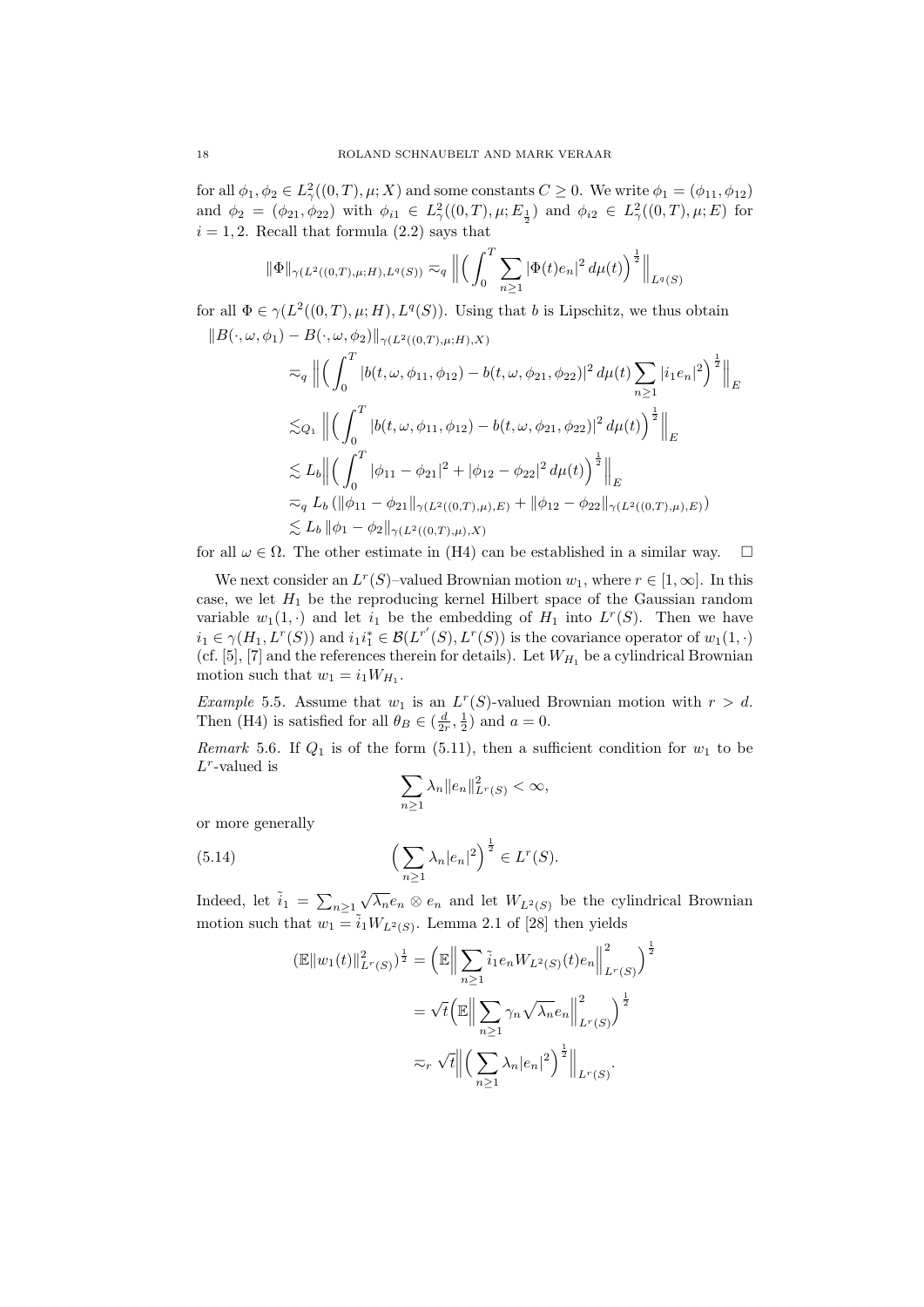for all $\phi_1, \phi_2 \in L^2_\gamma((0,T),\mu;X)$ and some constants $C \geq 0$. We write $\phi_1 = (\phi_{11}, \phi_{12})$ and $\phi_2 = (\phi_{21}, \phi_{22})$ with $\phi_{i1} \in L^2_\gamma((0,T),\mu;E_{\frac{1}{2}})$ and $\phi_{i2} \in L^2_\gamma((0,T),\mu;E)$ for $i = 1, 2$. Recall that formula (2.2) says that

$$\|\Phi\|_{\gamma(L^2((0,T),\mu;H),L^q(S))} \eqsim_q \Big\| \Big( \int_0^T \sum_{n\geq 1} |\Phi(t)e_n|^2 \, d\mu(t) \Big)^{\frac{1}{2}} \Big\|_{L^q(S)}$$

for all $\Phi \in \gamma(L^2((0,T),\mu;H), L^q(S))$. Using that $b$ is Lipschitz, we thus obtain

$$\begin{aligned}
&\|B(\cdot,\omega,\phi_1) - B(\cdot,\omega,\phi_2)\|_{\gamma(L^2((0,T),\mu;H),X)} \\
&\quad \eqsim_q \Big\| \Big( \int_0^T |b(t,\omega,\phi_{11},\phi_{12}) - b(t,\omega,\phi_{21},\phi_{22})|^2 \, d\mu(t) \sum_{n\geq 1} |i_1 e_n|^2 \Big)^{\frac{1}{2}} \Big\|_E \\
&\quad \lesssim_{Q_1} \Big\| \Big( \int_0^T |b(t,\omega,\phi_{11},\phi_{12}) - b(t,\omega,\phi_{21},\phi_{22})|^2 \, d\mu(t) \Big)^{\frac{1}{2}} \Big\|_E \\
&\quad \lesssim L_b \Big\| \Big( \int_0^T |\phi_{11} - \phi_{21}|^2 + |\phi_{12} - \phi_{22}|^2 \, d\mu(t) \Big)^{\frac{1}{2}} \Big\|_E \\
&\quad \eqsim_q L_b \left( \|\phi_{11} - \phi_{21}\|_{\gamma(L^2((0,T),\mu),E)} + \|\phi_{12} - \phi_{22}\|_{\gamma(L^2((0,T),\mu),E)} \right) \\
&\quad \lesssim L_b \, \|\phi_1 - \phi_2\|_{\gamma(L^2((0,T),\mu),X)}
\end{aligned}$$

for all $\omega \in \Omega$. The other estimate in (H4) can be established in a similar way. $\square$

We next consider an $L^r(S)$–valued Brownian motion $w_1$, where $r \in [1,\infty]$. In this case, we let $H_1$ be the reproducing kernel Hilbert space of the Gaussian random variable $w_1(1,\cdot)$ and let $i_1$ be the embedding of $H_1$ into $L^r(S)$. Then we have $i_1 \in \gamma(H_1, L^r(S))$ and $i_1 i_1^* \in \mathcal{B}(L^{r'}(S), L^r(S))$ is the covariance operator of $w_1(1,\cdot)$ (cf. [5], [7] and the references therein for details). Let $W_{H_1}$ be a cylindrical Brownian motion such that $w_1 = i_1 W_{H_1}$.

*Example* 5.5. Assume that $w_1$ is an $L^r(S)$-valued Brownian motion with $r > d$. Then (H4) is satisfied for all $\theta_B \in (\frac{d}{2r}, \frac{1}{2})$ and $a = 0$.

*Remark* 5.6. If $Q_1$ is of the form (5.11), then a sufficient condition for $w_1$ to be $L^r$-valued is

$$\sum_{n\geq 1} \lambda_n \|e_n\|^2_{L^r(S)} < \infty,$$

or more generally

$$\Big( \sum_{n\geq 1} \lambda_n |e_n|^2 \Big)^{\frac{1}{2}} \in L^r(S). \tag{5.14}$$

Indeed, let $\tilde{i}_1 = \sum_{n\geq 1} \sqrt{\lambda_n} e_n \otimes e_n$ and let $W_{L^2(S)}$ be the cylindrical Brownian motion such that $w_1 = \tilde{i}_1 W_{L^2(S)}$. Lemma 2.1 of [28] then yields

$$\begin{aligned}
(\mathbb{E}\|w_1(t)\|^2_{L^r(S)})^{\frac{1}{2}} &= \Big( \mathbb{E} \Big\| \sum_{n\geq 1} \tilde{i}_1 e_n W_{L^2(S)}(t) e_n \Big\|^2_{L^r(S)} \Big)^{\frac{1}{2}} \\
&= \sqrt{t} \Big( \mathbb{E} \Big\| \sum_{n\geq 1} \gamma_n \sqrt{\lambda_n} e_n \Big\|^2_{L^r(S)} \Big)^{\frac{1}{2}} \\
&\eqsim_r \sqrt{t} \Big\| \Big( \sum_{n\geq 1} \lambda_n |e_n|^2 \Big)^{\frac{1}{2}} \Big\|_{L^r(S)}.
\end{aligned}$$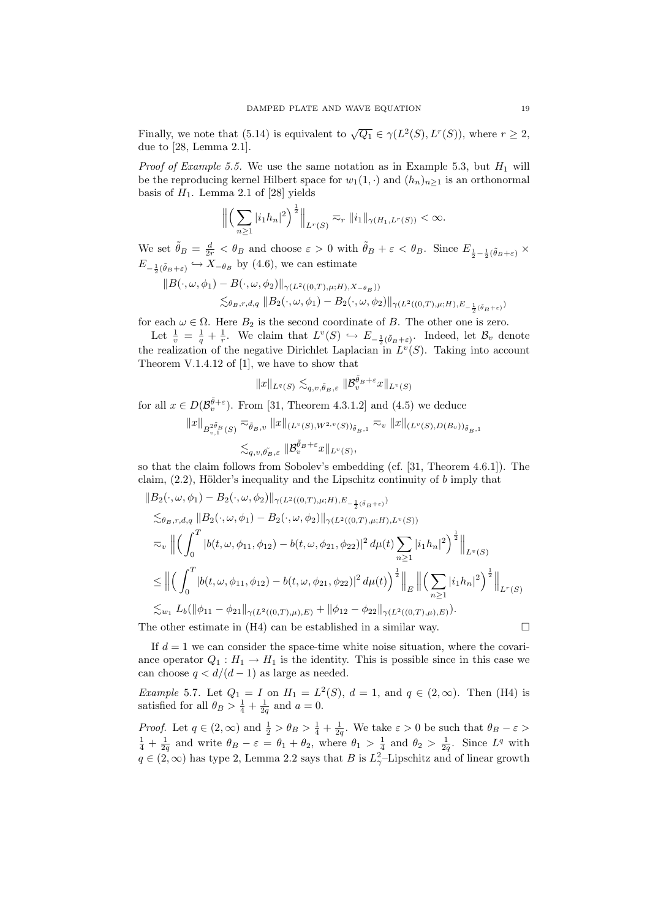Finally, we note that (5.14) is equivalent to $\sqrt{Q_1} \in \gamma(L^2(S), L^r(S))$, where $r \geq 2$, due to [28, Lemma 2.1].

*Proof of Example 5.5.* We use the same notation as in Example 5.3, but $H_1$ will be the reproducing kernel Hilbert space for $w_1(1,\cdot)$ and $(h_n)_{n\geq 1}$ is an orthonormal basis of $H_1$. Lemma 2.1 of [28] yields

$$\Big\| \Big( \sum_{n\geq 1} |i_1 h_n|^2 \Big)^{\frac{1}{2}} \Big\|_{L^r(S)} \eqsim_r \|i_1\|_{\gamma(H_1, L^r(S))} < \infty.$$

We set $\tilde{\theta}_B = \frac{d}{2r} < \theta_B$ and choose $\varepsilon > 0$ with $\tilde{\theta}_B + \varepsilon < \theta_B$. Since $E_{\frac{1}{2}-\frac{1}{2}(\tilde{\theta}_B+\varepsilon)} \times E_{-\frac{1}{2}(\tilde{\theta}_B+\varepsilon)} \hookrightarrow X_{-\theta_B}$ by (4.6), we can estimate

$$\begin{aligned}
&\|B(\cdot,\omega,\phi_1) - B(\cdot,\omega,\phi_2)\|_{\gamma(L^2((0,T),\mu;H),X_{-\theta_B}))} \\
&\qquad \lesssim_{\theta_B,r,d,q} \|B_2(\cdot,\omega,\phi_1) - B_2(\cdot,\omega,\phi_2)\|_{\gamma(L^2((0,T),\mu;H),E_{-\frac{1}{2}(\tilde{\theta}_B+\varepsilon)})}
\end{aligned}$$

for each $\omega \in \Omega$. Here $B_2$ is the second coordinate of $B$. The other one is zero.

Let $\frac{1}{v} = \frac{1}{q} + \frac{1}{r}$. We claim that $L^v(S) \hookrightarrow E_{-\frac{1}{2}(\tilde{\theta}_B+\varepsilon)}$. Indeed, let $\mathcal{B}_v$ denote the realization of the negative Dirichlet Laplacian in $L^v(S)$. Taking into account Theorem V.1.4.12 of [1], we have to show that

$$\|x\|_{L^q(S)} \lesssim_{q,v,\tilde{\theta}_B,\varepsilon} \|\mathcal{B}_v^{\tilde{\theta}_B+\varepsilon} x\|_{L^v(S)}$$

for all $x \in D(\mathcal{B}_v^{\tilde{\theta}+\varepsilon})$. From [31, Theorem 4.3.1.2] and (4.5) we deduce

$$\begin{aligned}
\|x\|_{B^{2\tilde{\theta}_B}_{v,1}(S)} &\eqsim_{\tilde{\theta}_B,v} \|x\|_{(L^v(S),W^{2,v}(S))_{\tilde{\theta}_B,1}} \eqsim_v \|x\|_{(L^v(S),D(B_v))_{\tilde{\theta}_B,1}} \\
&\lesssim_{q,v,\tilde{\theta_B},\varepsilon} \|\mathcal{B}_v^{\tilde{\theta}_B+\varepsilon} x\|_{L^v(S)},
\end{aligned}$$

so that the claim follows from Sobolev's embedding (cf. [31, Theorem 4.6.1]). The claim, (2.2), Hölder's inequality and the Lipschitz continuity of $b$ imply that

$$\begin{aligned}
&\|B_2(\cdot,\omega,\phi_1) - B_2(\cdot,\omega,\phi_2)\|_{\gamma(L^2((0,T),\mu;H),E_{-\frac{1}{2}(\tilde{\theta}_B+\varepsilon)})} \\
&\lesssim_{\theta_B,r,d,q} \|B_2(\cdot,\omega,\phi_1) - B_2(\cdot,\omega,\phi_2)\|_{\gamma(L^2((0,T),\mu;H),L^v(S))} \\
&\eqsim_v \Big\| \Big( \int_0^T |b(t,\omega,\phi_{11},\phi_{12}) - b(t,\omega,\phi_{21},\phi_{22})|^2 \, d\mu(t) \sum_{n\geq 1} |i_1 h_n|^2 \Big)^{\frac{1}{2}} \Big\|_{L^v(S)} \\
&\leq \Big\| \Big( \int_0^T |b(t,\omega,\phi_{11},\phi_{12}) - b(t,\omega,\phi_{21},\phi_{22})|^2 \, d\mu(t) \Big)^{\frac{1}{2}} \Big\|_E \Big\| \Big( \sum_{n\geq 1} |i_1 h_n|^2 \Big)^{\frac{1}{2}} \Big\|_{L^r(S)} \\
&\lesssim_{w_1} L_b(\|\phi_{11} - \phi_{21}\|_{\gamma(L^2((0,T),\mu),E)} + \|\phi_{12} - \phi_{22}\|_{\gamma(L^2((0,T),\mu),E)}).
\end{aligned}$$

The other estimate in (H4) can be established in a similar way. $\square$

If $d = 1$ we can consider the space-time white noise situation, where the covariance operator $Q_1 : H_1 \to H_1$ is the identity. This is possible since in this case we can choose $q < d/(d-1)$ as large as needed.

*Example* 5.7. Let $Q_1 = I$ on $H_1 = L^2(S)$, $d = 1$, and $q \in (2,\infty)$. Then (H4) is satisfied for all $\theta_B > \frac{1}{4} + \frac{1}{2q}$ and $a = 0$.

*Proof.* Let $q \in (2,\infty)$ and $\frac{1}{2} > \theta_B > \frac{1}{4} + \frac{1}{2q}$. We take $\varepsilon > 0$ be such that $\theta_B - \varepsilon > \frac{1}{4} + \frac{1}{2q}$ and write $\theta_B - \varepsilon = \theta_1 + \theta_2$, where $\theta_1 > \frac{1}{4}$ and $\theta_2 > \frac{1}{2q}$. Since $L^q$ with $q \in (2,\infty)$ has type 2, Lemma 2.2 says that $B$ is $L^2_\gamma$–Lipschitz and of linear growth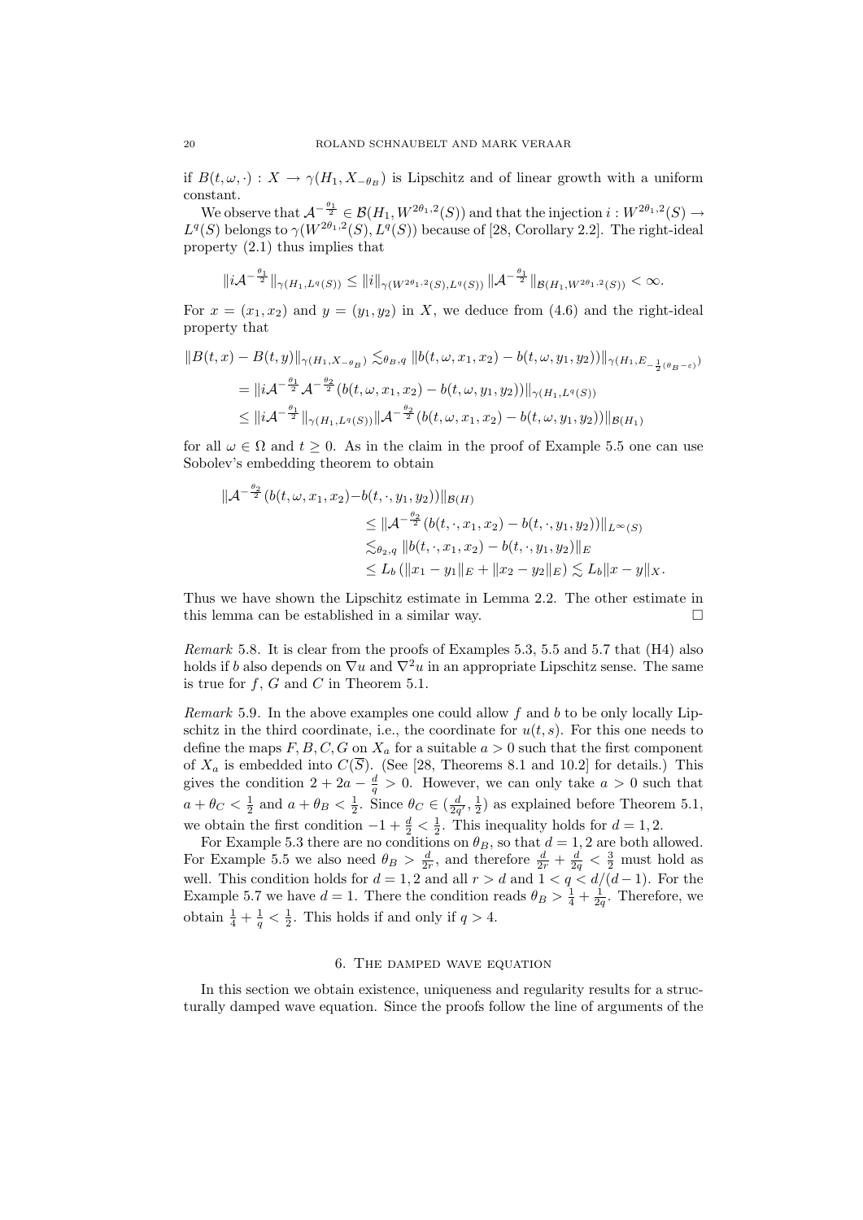if $B(t,\omega,\cdot) : X \to \gamma(H_1, X_{-\theta_B})$ is Lipschitz and of linear growth with a uniform constant.

We observe that $\mathcal{A}^{-\frac{\theta_1}{2}} \in \mathcal{B}(H_1, W^{2\theta_1,2}(S))$ and that the injection $i : W^{2\theta_1,2}(S) \to L^q(S)$ belongs to $\gamma(W^{2\theta_1,2}(S), L^q(S))$ because of [28, Corollary 2.2]. The right-ideal property (2.1) thus implies that

$$\|i\mathcal{A}^{-\frac{\theta_1}{2}}\|_{\gamma(H_1,L^q(S))} \le \|i\|_{\gamma(W^{2\theta_1,2}(S),L^q(S))}\, \|\mathcal{A}^{-\frac{\theta_1}{2}}\|_{\mathcal{B}(H_1,W^{2\theta_1,2}(S))} < \infty.$$

For $x = (x_1, x_2)$ and $y = (y_1, y_2)$ in $X$, we deduce from (4.6) and the right-ideal property that

$$\begin{aligned}
\|B(t,x) - B(t,y)\|_{\gamma(H_1,X_{-\theta_B})} &\lesssim_{\theta_B,q} \|b(t,\omega,x_1,x_2) - b(t,\omega,y_1,y_2))\|_{\gamma(H_1,E_{-\frac{1}{2}(\theta_B-\varepsilon)})} \\
&= \|i\mathcal{A}^{-\frac{\theta_1}{2}}\mathcal{A}^{-\frac{\theta_2}{2}}(b(t,\omega,x_1,x_2) - b(t,\omega,y_1,y_2))\|_{\gamma(H_1,L^q(S))} \\
&\le \|i\mathcal{A}^{-\frac{\theta_1}{2}}\|_{\gamma(H_1,L^q(S))}\|\mathcal{A}^{-\frac{\theta_2}{2}}(b(t,\omega,x_1,x_2) - b(t,\omega,y_1,y_2))\|_{\mathcal{B}(H_1)}
\end{aligned}$$

for all $\omega \in \Omega$ and $t \ge 0$. As in the claim in the proof of Example 5.5 one can use Sobolev's embedding theorem to obtain

$$\begin{aligned}
\|\mathcal{A}^{-\frac{\theta_2}{2}}(b(t,\omega,x_1,x_2) - &b(t,\cdot,y_1,y_2))\|_{\mathcal{B}(H)} \\
&\le \|\mathcal{A}^{-\frac{\theta_2}{2}}(b(t,\cdot,x_1,x_2) - b(t,\cdot,y_1,y_2))\|_{L^\infty(S)} \\
&\lesssim_{\theta_2,q} \|b(t,\cdot,x_1,x_2) - b(t,\cdot,y_1,y_2)\|_E \\
&\le L_b\,(\|x_1 - y_1\|_E + \|x_2 - y_2\|_E) \lesssim L_b\|x - y\|_X.
\end{aligned}$$

Thus we have shown the Lipschitz estimate in Lemma 2.2. The other estimate in this lemma can be established in a similar way. $\square$

*Remark* 5.8. It is clear from the proofs of Examples 5.3, 5.5 and 5.7 that (H4) also holds if $b$ also depends on $\nabla u$ and $\nabla^2 u$ in an appropriate Lipschitz sense. The same is true for $f$, $G$ and $C$ in Theorem 5.1.

*Remark* 5.9. In the above examples one could allow $f$ and $b$ to be only locally Lipschitz in the third coordinate, i.e., the coordinate for $u(t,s)$. For this one needs to define the maps $F, B, C, G$ on $X_a$ for a suitable $a > 0$ such that the first component of $X_a$ is embedded into $C(\overline{S})$. (See [28, Theorems 8.1 and 10.2] for details.) This gives the condition $2 + 2a - \frac{d}{q} > 0$. However, we can only take $a > 0$ such that $a + \theta_C < \frac{1}{2}$ and $a + \theta_B < \frac{1}{2}$. Since $\theta_C \in (\frac{d}{2q'}, \frac{1}{2})$ as explained before Theorem 5.1, we obtain the first condition $-1 + \frac{d}{2} < \frac{1}{2}$. This inequality holds for $d = 1, 2$.

For Example 5.3 there are no conditions on $\theta_B$, so that $d = 1, 2$ are both allowed. For Example 5.5 we also need $\theta_B > \frac{d}{2r}$, and therefore $\frac{d}{2r} + \frac{d}{2q} < \frac{3}{2}$ must hold as well. This condition holds for $d = 1, 2$ and all $r > d$ and $1 < q < d/(d-1)$. For the Example 5.7 we have $d = 1$. There the condition reads $\theta_B > \frac{1}{4} + \frac{1}{2q}$. Therefore, we obtain $\frac{1}{4} + \frac{1}{q} < \frac{1}{2}$. This holds if and only if $q > 4$.

## 6. The damped wave equation

In this section we obtain existence, uniqueness and regularity results for a structurally damped wave equation. Since the proofs follow the line of arguments of the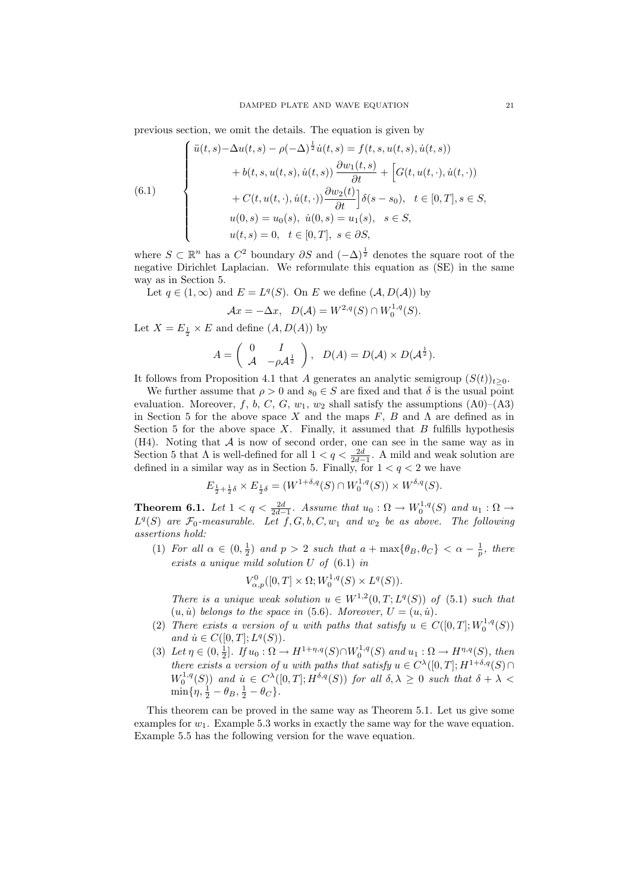previous section, we omit the details. The equation is given by

$$
(6.1)\qquad \begin{cases} \ddot u(t,s) - \Delta u(t,s) - \rho(-\Delta)^{\frac12}\dot u(t,s) = f(t,s,u(t,s),\dot u(t,s)) \\ \qquad\qquad + b(t,s,u(t,s),\dot u(t,s))\,\dfrac{\partial w_1(t,s)}{\partial t} + \Big[G(t,u(t,\cdot),\dot u(t,\cdot)) \\ \qquad\qquad + C(t,u(t,\cdot),\dot u(t,\cdot))\dfrac{\partial w_2(t)}{\partial t}\Big]\delta(s-s_0), \quad t\in[0,T], s\in S, \\ \qquad u(0,s) = u_0(s),\ \dot u(0,s) = u_1(s), \quad s\in S, \\ \qquad u(t,s) = 0, \quad t\in[0,T],\ s\in\partial S, \end{cases}
$$

where $S\subset\mathbb{R}^n$ has a $C^2$ boundary $\partial S$ and $(-\Delta)^{\frac12}$ denotes the square root of the negative Dirichlet Laplacian. We reformulate this equation as (SE) in the same way as in Section 5.

Let $q\in(1,\infty)$ and $E = L^q(S)$. On $E$ we define $(\mathcal{A}, D(\mathcal{A}))$ by

$$
\mathcal{A}x = -\Delta x, \quad D(\mathcal{A}) = W^{2,q}(S)\cap W_0^{1,q}(S).
$$

Let $X = E_{\frac12}\times E$ and define $(A, D(A))$ by

$$
A = \begin{pmatrix} 0 & I \\ \mathcal{A} & -\rho\mathcal{A}^{\frac12} \end{pmatrix}, \quad D(A) = D(\mathcal{A})\times D(\mathcal{A}^{\frac12}).
$$

It follows from Proposition 4.1 that $A$ generates an analytic semigroup $(S(t))_{t\geq 0}$.

We further assume that $\rho>0$ and $s_0\in S$ are fixed and that $\delta$ is the usual point evaluation. Moreover, $f$, $b$, $C$, $G$, $w_1$, $w_2$ shall satisfy the assumptions (A0)–(A3) in Section 5 for the above space $X$ and the maps $F$, $B$ and $\Lambda$ are defined as in Section 5 for the above space $X$. Finally, it assumed that $B$ fulfills hypothesis (H4). Noting that $\mathcal{A}$ is now of second order, one can see in the same way as in Section 5 that $\Lambda$ is well-defined for all $1<q<\frac{2d}{2d-1}$. A mild and weak solution are defined in a similar way as in Section 5. Finally, for $1<q<2$ we have

$$
E_{\frac12+\frac12\delta}\times E_{\frac12\delta} = (W^{1+\delta,q}(S)\cap W_0^{1,q}(S))\times W^{\delta,q}(S).
$$

**Theorem 6.1.** *Let $1<q<\frac{2d}{2d-1}$. Assume that $u_0:\Omega\to W_0^{1,q}(S)$ and $u_1:\Omega\to L^q(S)$ are $\mathcal{F}_0$-measurable. Let $f, G, b, C, w_1$ and $w_2$ be as above. The following assertions hold:*

1. *For all $\alpha\in(0,\frac12)$ and $p>2$ such that $a+\max\{\theta_B,\theta_C\}<\alpha-\frac1p$, there exists a unique mild solution $U$ of (6.1) in*
$$
V^0_{\alpha,p}([0,T]\times\Omega; W_0^{1,q}(S)\times L^q(S)).
$$
*There is a unique weak solution $u\in W^{1,2}(0,T;L^q(S))$ of (5.1) such that $(u,\dot u)$ belongs to the space in (5.6). Moreover, $U=(u,\dot u)$.*
2. *There exists a version of $u$ with paths that satisfy $u\in C([0,T];W_0^{1,q}(S))$ and $\dot u\in C([0,T];L^q(S))$.*
3. *Let $\eta\in(0,\frac12]$. If $u_0:\Omega\to H^{1+\eta,q}(S)\cap W_0^{1,q}(S)$ and $u_1:\Omega\to H^{\eta,q}(S)$, then there exists a version of $u$ with paths that satisfy $u\in C^\lambda([0,T];H^{1+\delta,q}(S)\cap W_0^{1,q}(S))$ and $\dot u\in C^\lambda([0,T];H^{\delta,q}(S))$ for all $\delta,\lambda\geq 0$ such that $\delta+\lambda<\min\{\eta,\frac12-\theta_B,\frac12-\theta_C\}$.*

This theorem can be proved in the same way as Theorem 5.1. Let us give some examples for $w_1$. Example 5.3 works in exactly the same way for the wave equation. Example 5.5 has the following version for the wave equation.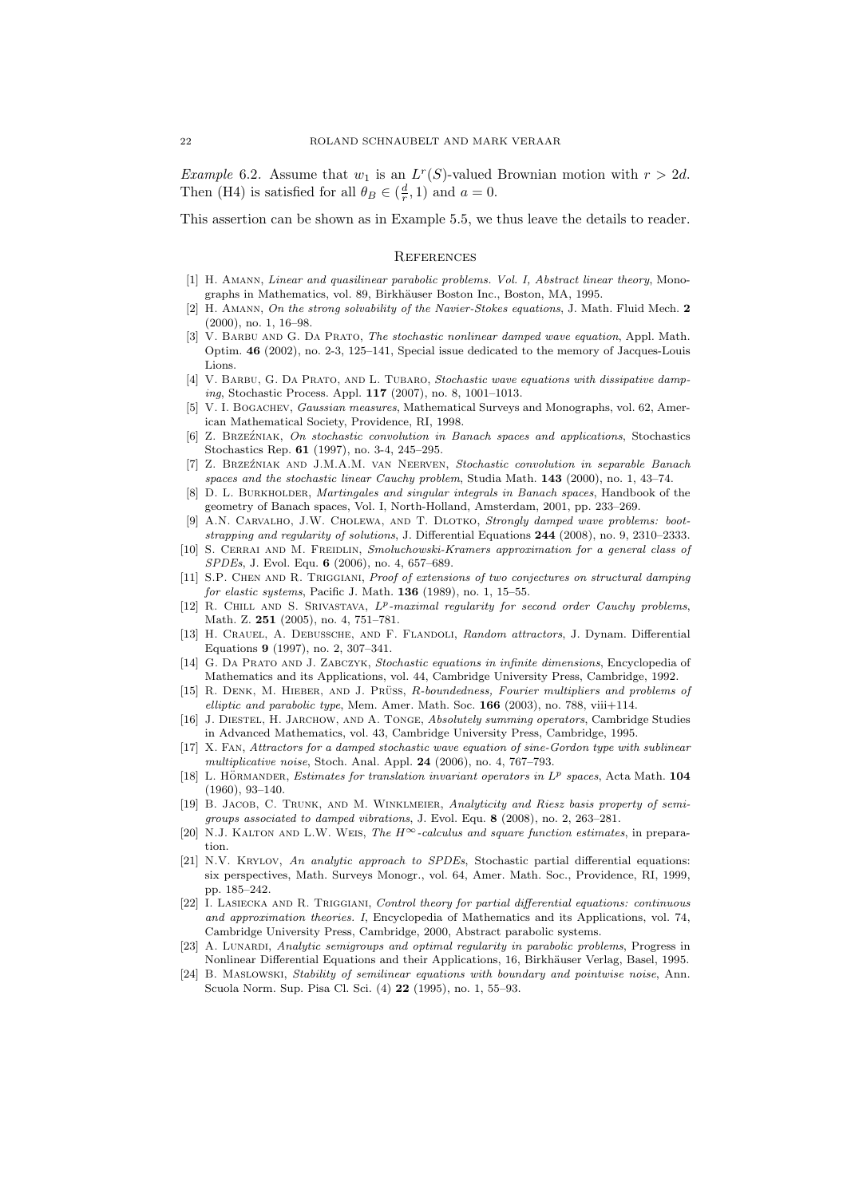*Example* 6.2. Assume that $w_1$ is an $L^r(S)$-valued Brownian motion with $r > 2d$. Then (H4) is satisfied for all $\theta_B \in (\frac{d}{r}, 1)$ and $a = 0$.

This assertion can be shown as in Example 5.5, we thus leave the details to reader.

## References

[1] H. Amann, *Linear and quasilinear parabolic problems. Vol. I, Abstract linear theory*, Monographs in Mathematics, vol. 89, Birkhäuser Boston Inc., Boston, MA, 1995.

[2] H. Amann, *On the strong solvability of the Navier-Stokes equations*, J. Math. Fluid Mech. **2** (2000), no. 1, 16–98.

[3] V. Barbu and G. Da Prato, *The stochastic nonlinear damped wave equation*, Appl. Math. Optim. **46** (2002), no. 2-3, 125–141, Special issue dedicated to the memory of Jacques-Louis Lions.

[4] V. Barbu, G. Da Prato, and L. Tubaro, *Stochastic wave equations with dissipative damping*, Stochastic Process. Appl. **117** (2007), no. 8, 1001–1013.

[5] V. I. Bogachev, *Gaussian measures*, Mathematical Surveys and Monographs, vol. 62, American Mathematical Society, Providence, RI, 1998.

[6] Z. Brzeźniak, *On stochastic convolution in Banach spaces and applications*, Stochastics Stochastics Rep. **61** (1997), no. 3-4, 245–295.

[7] Z. Brzeźniak and J.M.A.M. van Neerven, *Stochastic convolution in separable Banach spaces and the stochastic linear Cauchy problem*, Studia Math. **143** (2000), no. 1, 43–74.

[8] D. L. Burkholder, *Martingales and singular integrals in Banach spaces*, Handbook of the geometry of Banach spaces, Vol. I, North-Holland, Amsterdam, 2001, pp. 233–269.

[9] A.N. Carvalho, J.W. Cholewa, and T. Dlotko, *Strongly damped wave problems: bootstrapping and regularity of solutions*, J. Differential Equations **244** (2008), no. 9, 2310–2333.

[10] S. Cerrai and M. Freidlin, *Smoluchowski-Kramers approximation for a general class of SPDEs*, J. Evol. Equ. **6** (2006), no. 4, 657–689.

[11] S.P. Chen and R. Triggiani, *Proof of extensions of two conjectures on structural damping for elastic systems*, Pacific J. Math. **136** (1989), no. 1, 15–55.

[12] R. Chill and S. Srivastava, *$L^p$-maximal regularity for second order Cauchy problems*, Math. Z. **251** (2005), no. 4, 751–781.

[13] H. Crauel, A. Debussche, and F. Flandoli, *Random attractors*, J. Dynam. Differential Equations **9** (1997), no. 2, 307–341.

[14] G. Da Prato and J. Zabczyk, *Stochastic equations in infinite dimensions*, Encyclopedia of Mathematics and its Applications, vol. 44, Cambridge University Press, Cambridge, 1992.

[15] R. Denk, M. Hieber, and J. Prüss, *R-boundedness, Fourier multipliers and problems of elliptic and parabolic type*, Mem. Amer. Math. Soc. **166** (2003), no. 788, viii+114.

[16] J. Diestel, H. Jarchow, and A. Tonge, *Absolutely summing operators*, Cambridge Studies in Advanced Mathematics, vol. 43, Cambridge University Press, Cambridge, 1995.

[17] X. Fan, *Attractors for a damped stochastic wave equation of sine-Gordon type with sublinear multiplicative noise*, Stoch. Anal. Appl. **24** (2006), no. 4, 767–793.

[18] L. Hörmander, *Estimates for translation invariant operators in $L^p$ spaces*, Acta Math. **104** (1960), 93–140.

[19] B. Jacob, C. Trunk, and M. Winklmeier, *Analyticity and Riesz basis property of semigroups associated to damped vibrations*, J. Evol. Equ. **8** (2008), no. 2, 263–281.

[20] N.J. Kalton and L.W. Weis, *The $H^\infty$-calculus and square function estimates*, in preparation.

[21] N.V. Krylov, *An analytic approach to SPDEs*, Stochastic partial differential equations: six perspectives, Math. Surveys Monogr., vol. 64, Amer. Math. Soc., Providence, RI, 1999, pp. 185–242.

[22] I. Lasiecka and R. Triggiani, *Control theory for partial differential equations: continuous and approximation theories. I*, Encyclopedia of Mathematics and its Applications, vol. 74, Cambridge University Press, Cambridge, 2000, Abstract parabolic systems.

[23] A. Lunardi, *Analytic semigroups and optimal regularity in parabolic problems*, Progress in Nonlinear Differential Equations and their Applications, 16, Birkhäuser Verlag, Basel, 1995.

[24] B. Maslowski, *Stability of semilinear equations with boundary and pointwise noise*, Ann. Scuola Norm. Sup. Pisa Cl. Sci. (4) **22** (1995), no. 1, 55–93.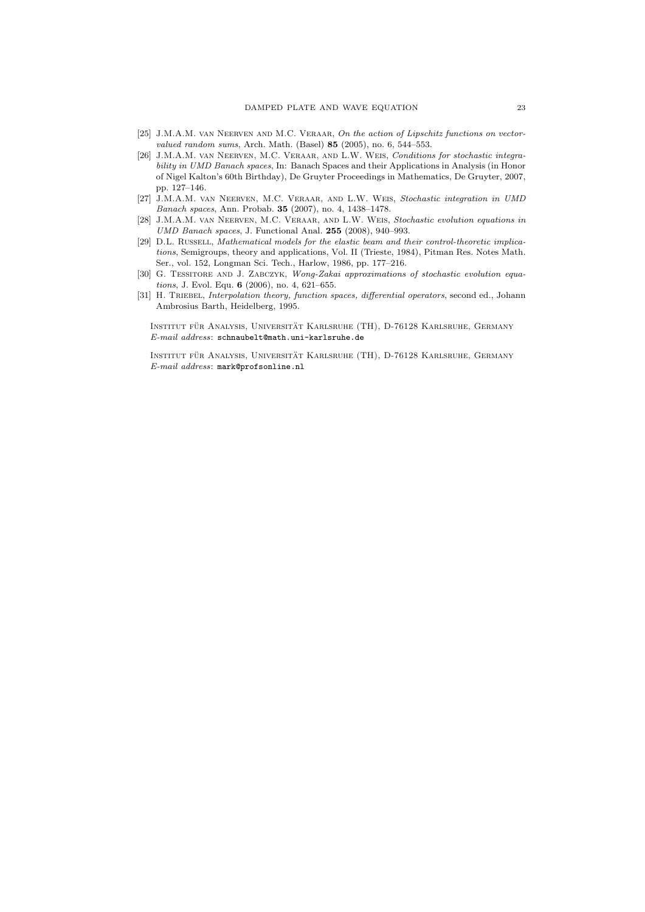[25] J.M.A.M. van Neerven and M.C. Veraar, *On the action of Lipschitz functions on vector-valued random sums*, Arch. Math. (Basel) **85** (2005), no. 6, 544–553.

[26] J.M.A.M. van Neerven, M.C. Veraar, and L.W. Weis, *Conditions for stochastic integrability in UMD Banach spaces*, In: Banach Spaces and their Applications in Analysis (in Honor of Nigel Kalton's 60th Birthday), De Gruyter Proceedings in Mathematics, De Gruyter, 2007, pp. 127–146.

[27] J.M.A.M. van Neerven, M.C. Veraar, and L.W. Weis, *Stochastic integration in UMD Banach spaces*, Ann. Probab. **35** (2007), no. 4, 1438–1478.

[28] J.M.A.M. van Neerven, M.C. Veraar, and L.W. Weis, *Stochastic evolution equations in UMD Banach spaces*, J. Functional Anal. **255** (2008), 940–993.

[29] D.L. Russell, *Mathematical models for the elastic beam and their control-theoretic implications*, Semigroups, theory and applications, Vol. II (Trieste, 1984), Pitman Res. Notes Math. Ser., vol. 152, Longman Sci. Tech., Harlow, 1986, pp. 177–216.

[30] G. Tessitore and J. Zabczyk, *Wong-Zakai approximations of stochastic evolution equations*, J. Evol. Equ. **6** (2006), no. 4, 621–655.

[31] H. Triebel, *Interpolation theory, function spaces, differential operators*, second ed., Johann Ambrosius Barth, Heidelberg, 1995.

Institut für Analysis, Universität Karlsruhe (TH), D-76128 Karlsruhe, Germany
*E-mail address*: schnaubelt@math.uni-karlsruhe.de

Institut für Analysis, Universität Karlsruhe (TH), D-76128 Karlsruhe, Germany
*E-mail address*: mark@profsonline.nl